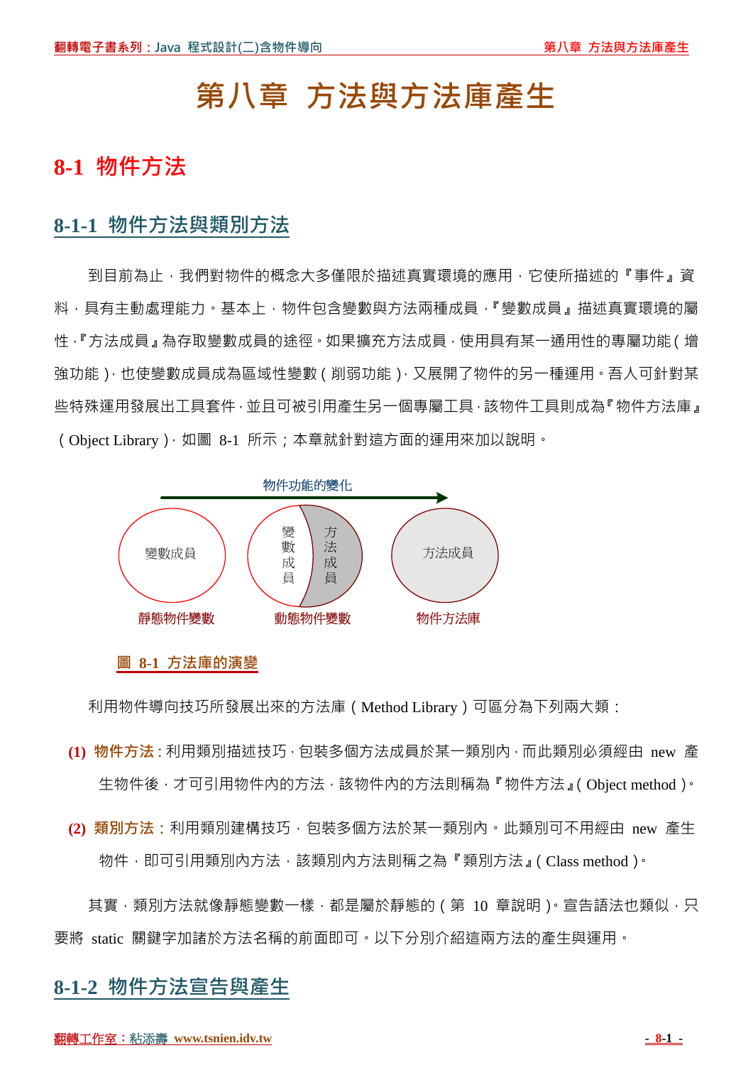# 第八章 方法與方法庫產生

## 8-1 物件方法

### 8-1-1 物件方法與類別方法

到目前為止，我們對物件的概念大多僅限於描述真實環境的應用，它使所描述的『事件』資料，具有主動處理能力。基本上，物件包含變數與方法兩種成員，『變數成員』描述真實環境的屬性，『方法成員』為存取變數成員的途徑。如果擴充方法成員，使用具有某一通用性的專屬功能（增強功能），也使變數成員成為區域性變數（削弱功能），又展開了物件的另一種運用。吾人可針對某些特殊運用發展出工具套件，並且可被引用產生另一個專屬工具，該物件工具則成為『物件方法庫』（Object Library），如圖 8-1 所示；本章就針對這方面的運用來加以說明。

物件功能的變化

變數成員 → 變數成員 / 方法成員 → 方法成員

靜態物件變數　動態物件變數　物件方法庫

圖 8-1 方法庫的演變

利用物件導向技巧所發展出來的方法庫（Method Library）可區分為下列兩大類：

**(1) 物件方法：**利用類別描述技巧，包裝多個方法成員於某一類別內，而此類別必須經由 new 產生物件後，才可引用物件內的方法，該物件內的方法則稱為『物件方法』（Object method）。

**(2) 類別方法：**利用類別建構技巧，包裝多個方法於某一類別內。此類別可不用經由 new 產生物件，即可引用類別內方法，該類別內方法則稱之為『類別方法』（Class method）。

其實，類別方法就像靜態變數一樣，都是屬於靜態的（第 10 章說明）。宣告語法也類似，只要將 static 關鍵字加諸於方法名稱的前面即可。以下分別介紹這兩方法的產生與運用。

### 8-1-2 物件方法宣告與產生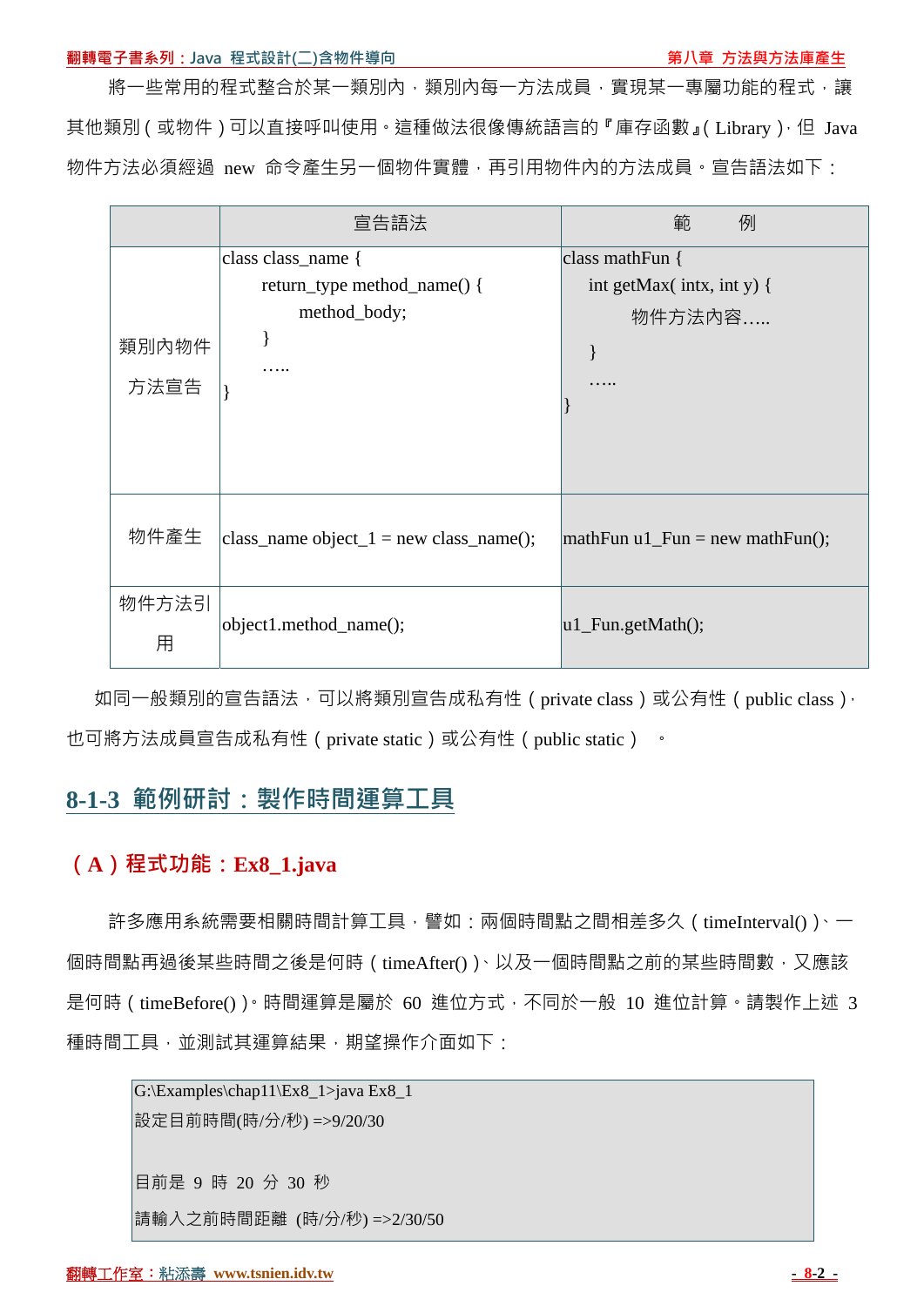將一些常用的程式整合於某一類別內，類別內每一方法成員，實現某一專屬功能的程式，讓其他類別（或物件）可以直接呼叫使用。這種做法很像傳統語言的『庫存函數』(Library)，但 Java 物件方法必須經過 new 命令產生另一個物件實體，再引用物件內的方法成員。宣告語法如下：

| | 宣告語法 | 範　例 |
|---|---|---|
| 類別內物件方法宣告 | class class_name {<br>　return_type method_name() {<br>　　method_body;<br>　}<br>　…..<br>} | class mathFun {<br>　int getMax( intx, int y) {<br>　　物件方法內容…..<br>　}<br>　…..<br>} |
| 物件產生 | class_name object_1 = new class_name(); | mathFun u1_Fun = new mathFun(); |
| 物件方法引用 | object1.method_name(); | u1_Fun.getMath(); |

如同一般類別的宣告語法，可以將類別宣告成私有性（private class）或公有性（public class），也可將方法成員宣告成私有性（private static）或公有性（public static）。

## 8-1-3 範例研討：製作時間運算工具

### （A）程式功能：Ex8_1.java

許多應用系統需要相關時間計算工具，譬如：兩個時間點之間相差多久（timeInterval()）、一個時間點再過後某些時間之後是何時（timeAfter()）、以及一個時間點之前的某些時間數，又應該是何時（timeBefore()）。時間運算是屬於 60 進位方式，不同於一般 10 進位計算。請製作上述 3 種時間工具，並測試其運算結果，期望操作介面如下：

```
G:\Examples\chap11\Ex8_1>java Ex8_1
設定目前時間(時/分/秒) =>9/20/30

目前是 9 時 20 分 30 秒
請輸入之前時間距離 (時/分/秒) =>2/30/50
```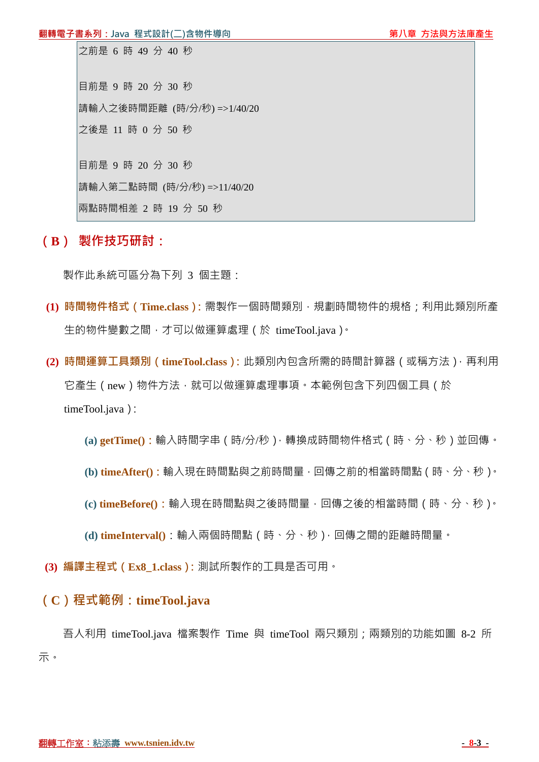```
之前是 6 時 49 分 40 秒

目前是 9 時 20 分 30 秒
請輸入之後時間距離 (時/分/秒) =>1/40/20
之後是 11 時 0 分 50 秒

目前是 9 時 20 分 30 秒
請輸入第二點時間 (時/分/秒) =>11/40/20
兩點時間相差 2 時 19 分 50 秒
```

## （B） 製作技巧研討：

製作此系統可區分為下列 3 個主題：

**(1) 時間物件格式（Time.class）:** 需製作一個時間類別，規劃時間物件的規格；利用此類別所產生的物件變數之間，才可以做運算處理（於 timeTool.java）。

**(2) 時間運算工具類別（timeTool.class）:** 此類別內包含所需的時間計算器（或稱方法），再利用它產生（new）物件方法，就可以做運算處理事項。本範例包含下列四個工具（於 timeTool.java）:

- **(a) getTime()**：輸入時間字串（時/分/秒），轉換成時間物件格式（時、分、秒）並回傳。
- **(b) timeAfter()**：輸入現在時間點與之前時間量，回傳之前的相當時間點（時、分、秒）。
- **(c) timeBefore()**：輸入現在時間點與之後時間量，回傳之後的相當時間（時、分、秒）。
- **(d) timeInterval()**：輸入兩個時間點（時、分、秒），回傳之間的距離時間量。

**(3) 編譯主程式（Ex8_1.class）:** 測試所製作的工具是否可用。

## （C）程式範例：timeTool.java

吾人利用 timeTool.java 檔案製作 Time 與 timeTool 兩只類別；兩類別的功能如圖 8-2 所示。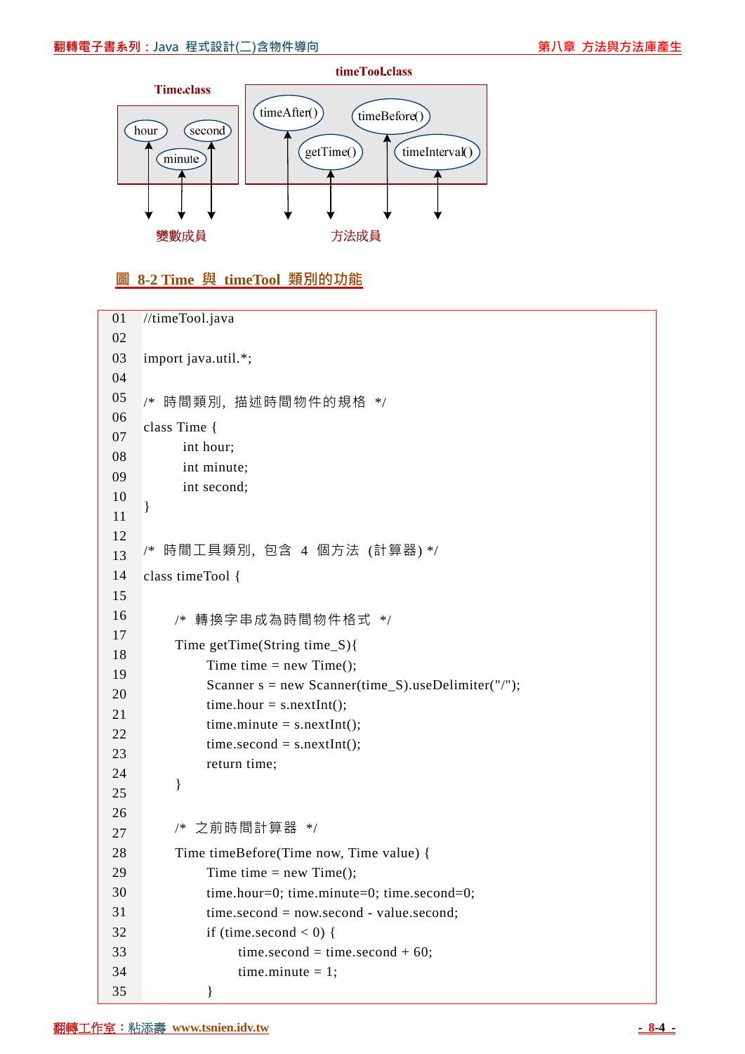timeTool.class

Time.class

| hour | second | minute |
|---|---|---|

timeAfter() timeBefore() getTime() timeInterval()

變數成員　　　方法成員

**圖 8-2 Time 與 timeTool 類別的功能**

```
01  //timeTool.java
02
03  import java.util.*;
04
05  /* 時間類別, 描述時間物件的規格 */
06  class Time {
07          int hour;
08          int minute;
09          int second;
10  }
11
12
13  /* 時間工具類別, 包含 4 個方法 (計算器) */
14  class timeTool {
15
16      /* 轉換字串成為時間物件格式 */
17      Time getTime(String time_S){
18          Time time = new Time();
19          Scanner s = new Scanner(time_S).useDelimiter("/");
20          time.hour = s.nextInt();
21          time.minute = s.nextInt();
22          time.second = s.nextInt();
23          return time;
24      }
25
26
27      /* 之前時間計算器 */
28      Time timeBefore(Time now, Time value) {
29          Time time = new Time();
30          time.hour=0; time.minute=0; time.second=0;
31          time.second = now.second - value.second;
32          if (time.second < 0) {
33              time.second = time.second + 60;
34              time.minute = 1;
35          }
```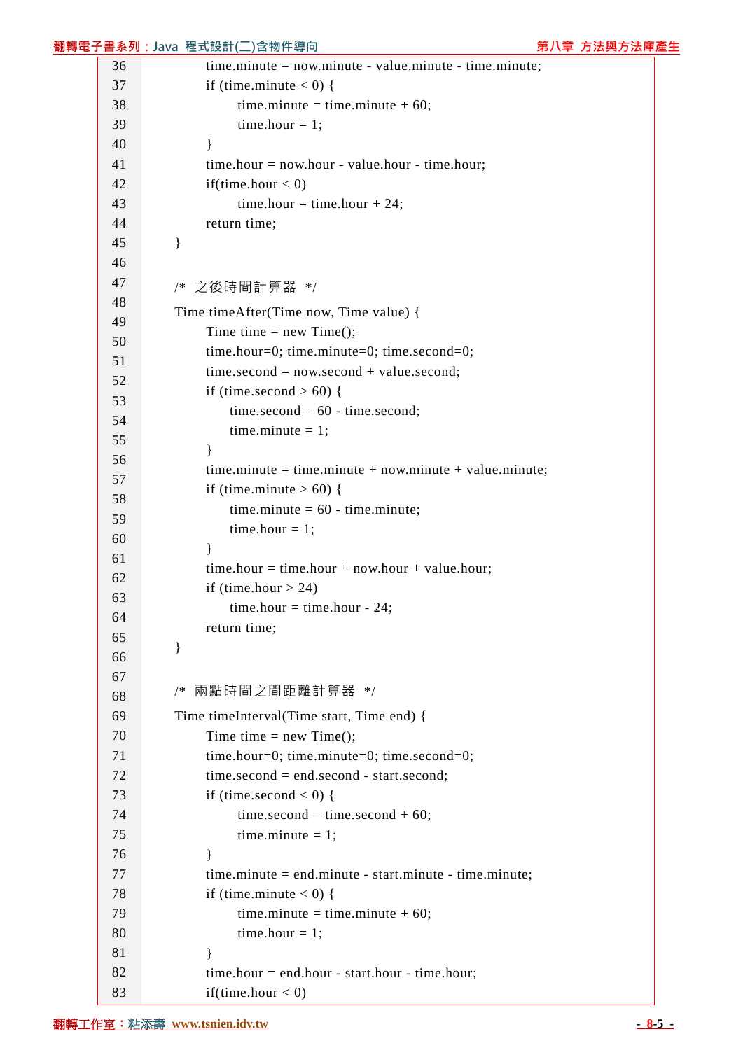```
36            time.minute = now.minute - value.minute - time.minute;
37            if (time.minute < 0) {
38                  time.minute = time.minute + 60;
39                  time.hour = 1;
40            }
41            time.hour = now.hour - value.hour - time.hour;
42            if(time.hour < 0)
43                  time.hour = time.hour + 24;
44            return time;
45      }
46
47      /*  之後時間計算器  */
48      Time timeAfter(Time now, Time value) {
49            Time time = new Time();
50            time.hour=0; time.minute=0; time.second=0;
51            time.second = now.second + value.second;
52            if (time.second > 60) {
53                time.second = 60 - time.second;
54                time.minute = 1;
55            }
56            time.minute = time.minute + now.minute + value.minute;
57            if (time.minute > 60) {
58                time.minute = 60 - time.minute;
59                time.hour = 1;
60            }
61            time.hour = time.hour + now.hour + value.hour;
62            if (time.hour > 24)
63                time.hour = time.hour - 24;
64            return time;
65      }
66
67      /*  兩點時間之間距離計算器  */
68      Time timeInterval(Time start, Time end) {
69            Time time = new Time();
70            time.hour=0; time.minute=0; time.second=0;
71            time.second = end.second - start.second;
72            if (time.second < 0) {
73                  time.second = time.second + 60;
74                  time.minute = 1;
75            }
76            time.minute = end.minute - start.minute - time.minute;
77            if (time.minute < 0) {
78                  time.minute = time.minute + 60;
79                  time.hour = 1;
80            }
81            time.hour = end.hour - start.hour - time.hour;
82            if(time.hour < 0)
83
```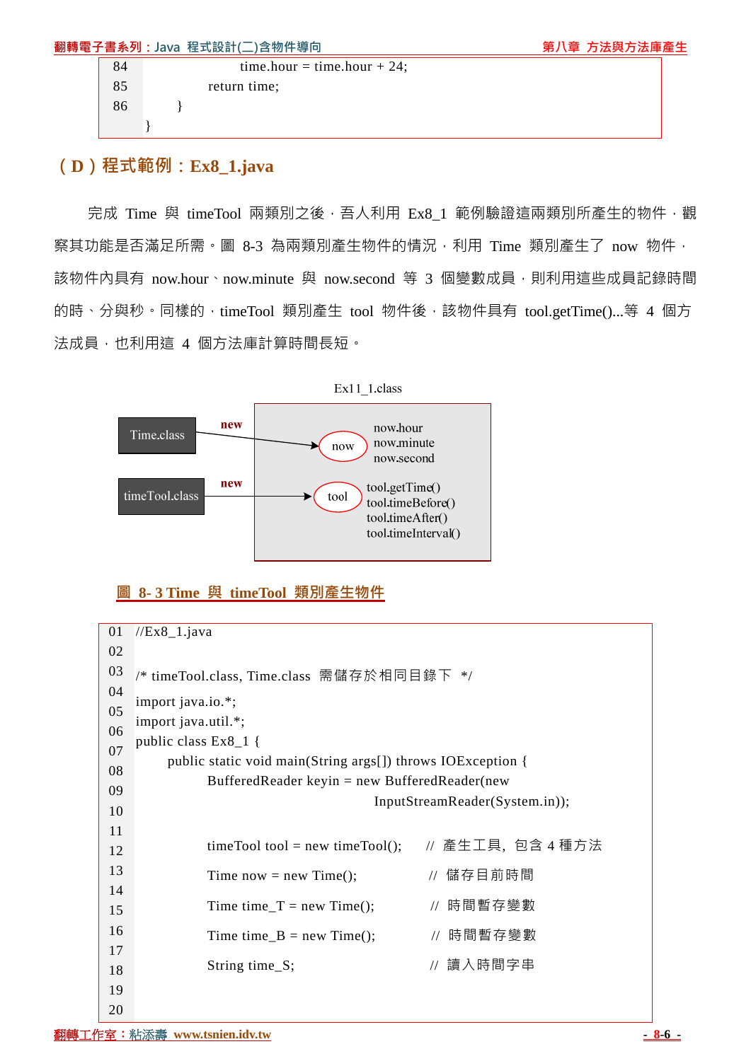```
84                  time.hour = time.hour + 24;
85              return time;
86          }
    }
```

## （D）程式範例：Ex8_1.java

完成 Time 與 timeTool 兩類別之後，吾人利用 Ex8_1 範例驗證這兩類別所產生的物件，觀察其功能是否滿足所需。圖 8-3 為兩類別產生物件的情況，利用 Time 類別產生了 now 物件，該物件內具有 now.hour、now.minute 與 now.second 等 3 個變數成員，則利用這些成員記錄時間的時、分與秒。同樣的，timeTool 類別產生 tool 物件後，該物件具有 tool.getTime()...等 4 個方法成員，也利用這 4 個方法庫計算時間長短。

Ex11_1.class

Time.class —new→ now: now.hour, now.minute, now.second

timeTool.class —new→ tool: tool.getTime(), tool.timeBefore(), tool.timeAfter(), tool.timeInterval()

圖 8- 3 Time 與 timeTool 類別產生物件

```
01  //Ex8_1.java
02
03  /* timeTool.class, Time.class 需儲存於相同目錄下 */
04  import java.io.*;
05  import java.util.*;
06  public class Ex8_1 {
07      public static void main(String args[]) throws IOException {
08          BufferedReader keyin = new BufferedReader(new
09                                  InputStreamReader(System.in));
10
11          timeTool tool = new timeTool();    // 產生工具, 包含 4 種方法
12
13          Time now = new Time();              // 儲存目前時間
14
15          Time time_T = new Time();           // 時間暫存變數
16
17          Time time_B = new Time();           // 時間暫存變數
18
19          String time_S;                      // 讀入時間字串
20
```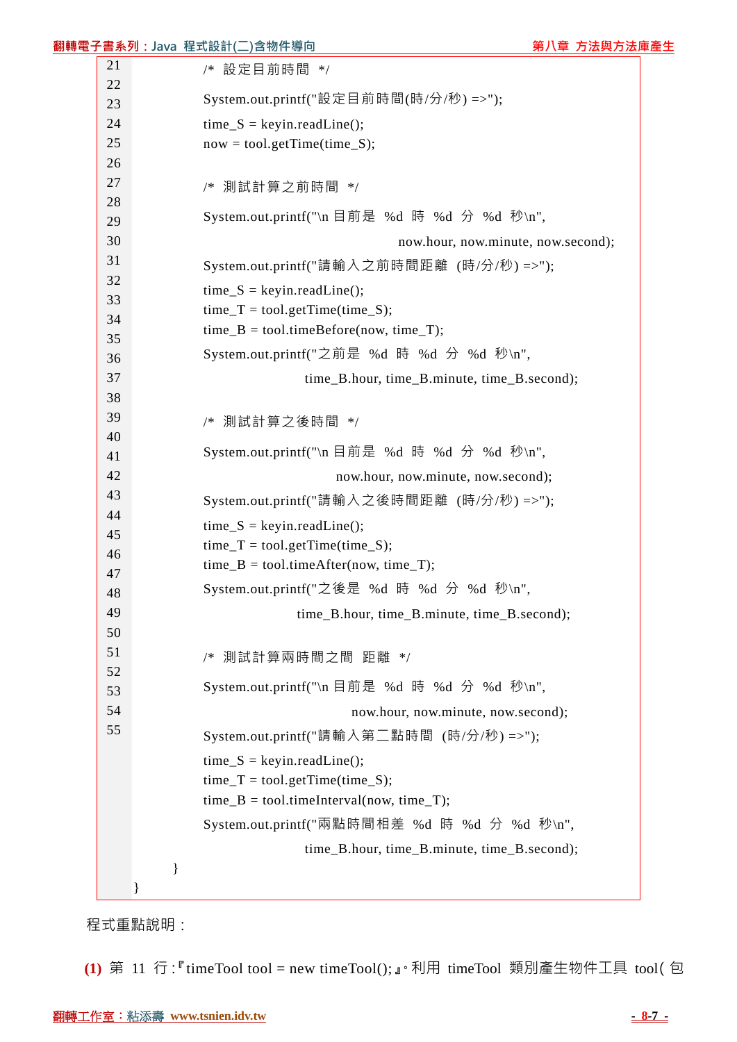```
21          /* 設定目前時間 */
22          System.out.printf("設定目前時間(時/分/秒) =>");
23          time_S = keyin.readLine();
24          now = tool.getTime(time_S);
25
26          /* 測試計算之前時間 */
27          System.out.printf("\n 目前是 %d 時 %d 分 %d 秒\n",
28                                  now.hour, now.minute, now.second);
29          System.out.printf("請輸入之前時間距離 (時/分/秒) =>");
30          time_S = keyin.readLine();
31          time_T = tool.getTime(time_S);
32          time_B = tool.timeBefore(now, time_T);
33          System.out.printf("之前是 %d 時 %d 分 %d 秒\n",
34                          time_B.hour, time_B.minute, time_B.second);
35
36          /* 測試計算之後時間 */
37          System.out.printf("\n 目前是 %d 時 %d 分 %d 秒\n",
38                              now.hour, now.minute, now.second);
39          System.out.printf("請輸入之後時間距離 (時/分/秒) =>");
40          time_S = keyin.readLine();
41          time_T = tool.getTime(time_S);
42          time_B = tool.timeAfter(now, time_T);
43          System.out.printf("之後是 %d 時 %d 分 %d 秒\n",
44                          time_B.hour, time_B.minute, time_B.second);
45
46          /* 測試計算兩時間之間 距離 */
47          System.out.printf("\n 目前是 %d 時 %d 分 %d 秒\n",
48                              now.hour, now.minute, now.second);
49          System.out.printf("請輸入第二點時間 (時/分/秒) =>");
50          time_S = keyin.readLine();
51          time_T = tool.getTime(time_S);
52          time_B = tool.timeInterval(now, time_T);
53          System.out.printf("兩點時間相差 %d 時 %d 分 %d 秒\n",
54                          time_B.hour, time_B.minute, time_B.second);
55      }
    }
```

程式重點說明：

**(1)** 第 11 行：『timeTool tool = new timeTool();』。利用 timeTool 類別產生物件工具 tool(包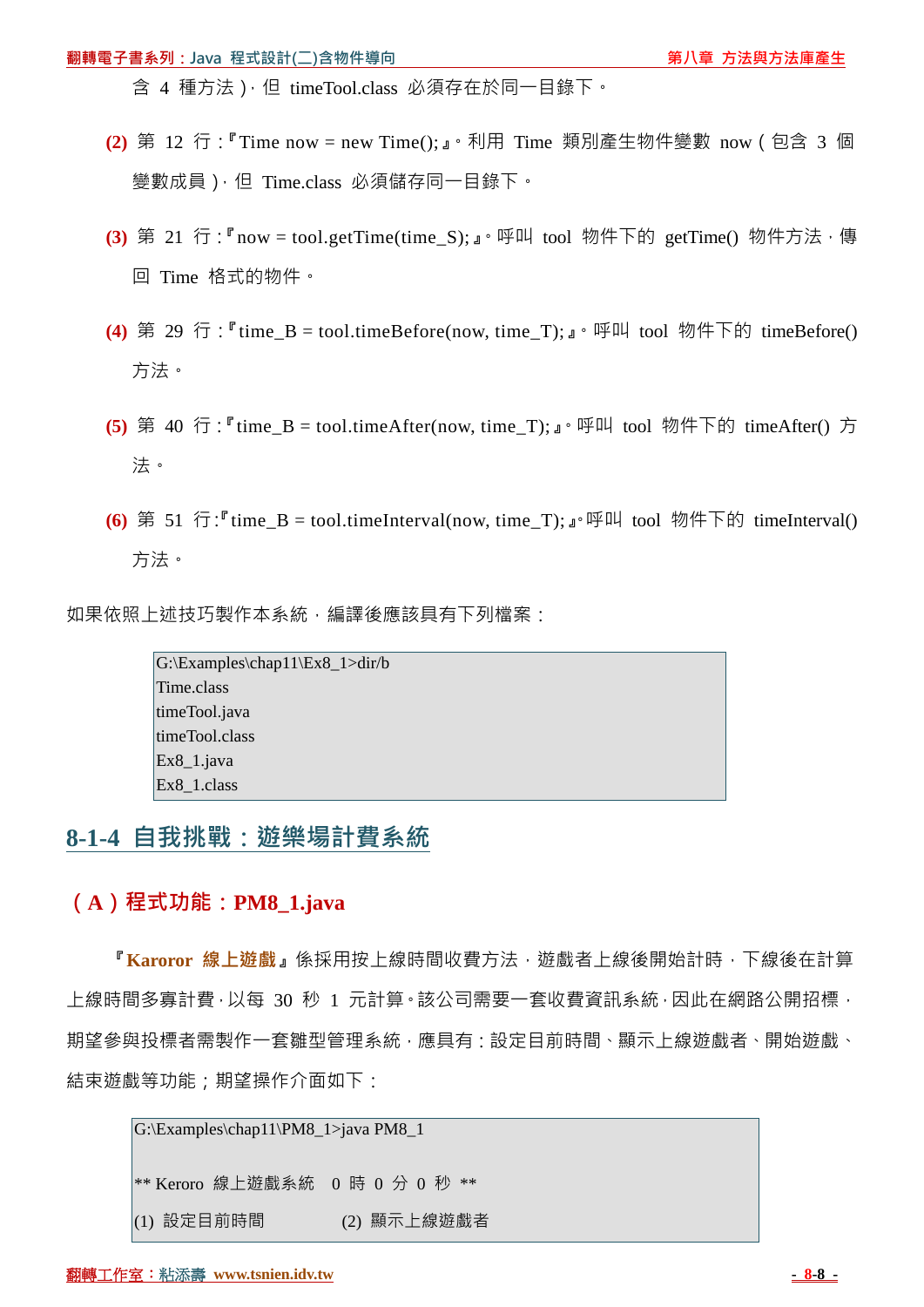含 4 種方法)，但 timeTool.class 必須存在於同一目錄下。

**(2)** 第 12 行：『Time now = new Time();』。利用 Time 類別產生物件變數 now（包含 3 個變數成員），但 Time.class 必須儲存同一目錄下。

**(3)** 第 21 行：『now = tool.getTime(time_S);』。呼叫 tool 物件下的 getTime() 物件方法，傳回 Time 格式的物件。

**(4)** 第 29 行：『time_B = tool.timeBefore(now, time_T);』。呼叫 tool 物件下的 timeBefore() 方法。

**(5)** 第 40 行：『time_B = tool.timeAfter(now, time_T);』。呼叫 tool 物件下的 timeAfter() 方法。

**(6)** 第 51 行：『time_B = tool.timeInterval(now, time_T);』。呼叫 tool 物件下的 timeInterval() 方法。

如果依照上述技巧製作本系統，編譯後應該具有下列檔案：

```
G:\Examples\chap11\Ex8_1>dir/b
Time.class
timeTool.java
timeTool.class
Ex8_1.java
Ex8_1.class
```

## 8-1-4 自我挑戰：遊樂場計費系統

### （A）程式功能：PM8_1.java

『**Karoror 線上遊戲**』係採用按上線時間收費方法，遊戲者上線後開始計時，下線後在計算上線時間多寡計費，以每 30 秒 1 元計算。該公司需要一套收費資訊系統，因此在網路公開招標，期望參與投標者需製作一套雛型管理系統，應具有：設定目前時間、顯示上線遊戲者、開始遊戲、結束遊戲等功能；期望操作介面如下：

```
G:\Examples\chap11\PM8_1>java PM8_1

** Keroro 線上遊戲系統  0 時 0 分 0 秒 **
(1) 設定目前時間          (2) 顯示上線遊戲者
```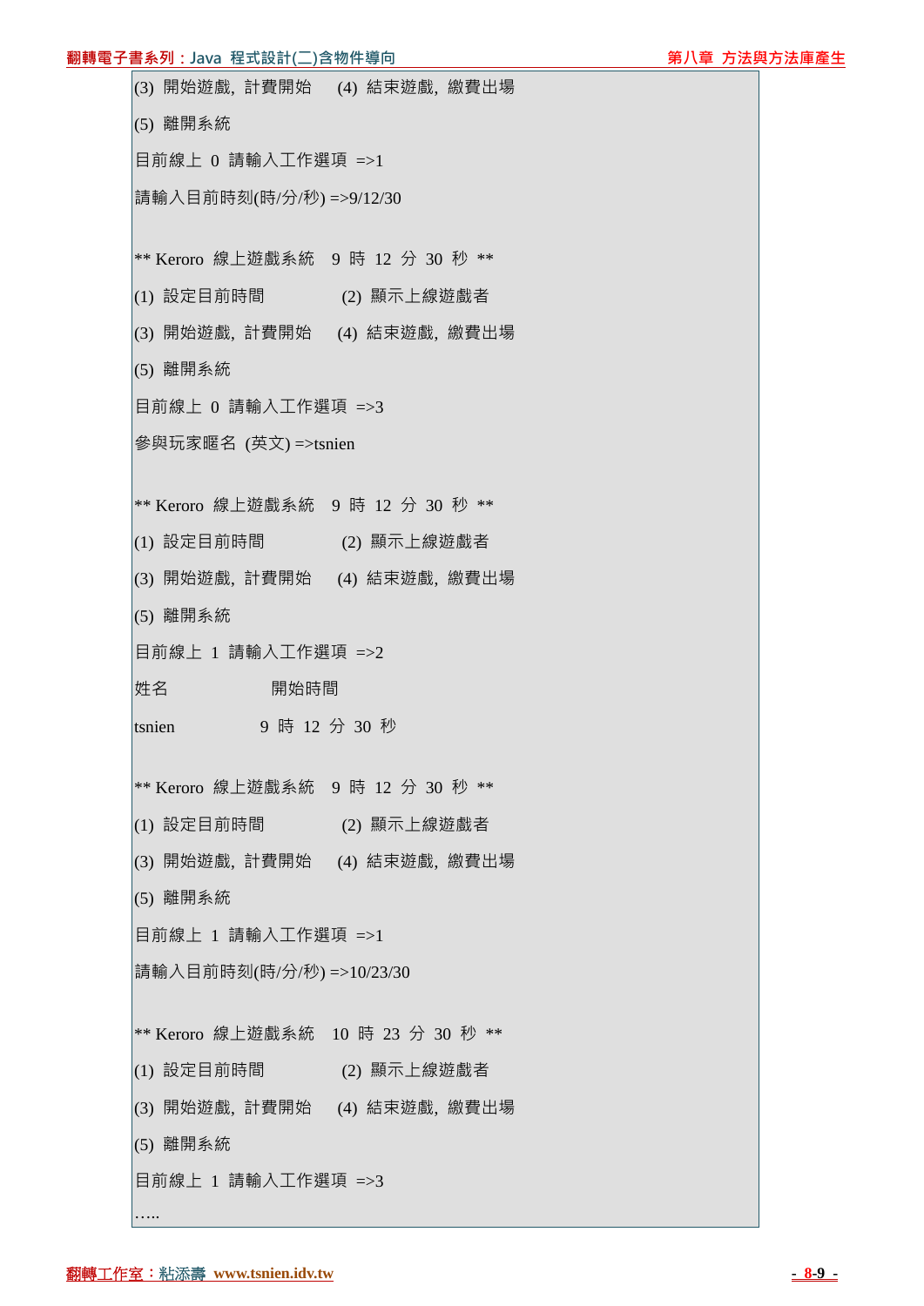```
(3) 開始遊戲, 計費開始    (4) 結束遊戲, 繳費出場
(5) 離開系統
目前線上 0 請輸入工作選項 =>1
請輸入目前時刻(時/分/秒) =>9/12/30

** Keroro 線上遊戲系統  9 時 12 分 30 秒 **
(1) 設定目前時間          (2) 顯示上線遊戲者
(3) 開始遊戲, 計費開始    (4) 結束遊戲, 繳費出場
(5) 離開系統
目前線上 0 請輸入工作選項 =>3
參與玩家暱名 (英文) =>tsnien

** Keroro 線上遊戲系統  9 時 12 分 30 秒 **
(1) 設定目前時間          (2) 顯示上線遊戲者
(3) 開始遊戲, 計費開始    (4) 結束遊戲, 繳費出場
(5) 離開系統
目前線上 1 請輸入工作選項 =>2
姓名                 開始時間
tsnien             9 時 12 分 30 秒

** Keroro 線上遊戲系統  9 時 12 分 30 秒 **
(1) 設定目前時間          (2) 顯示上線遊戲者
(3) 開始遊戲, 計費開始    (4) 結束遊戲, 繳費出場
(5) 離開系統
目前線上 1 請輸入工作選項 =>1
請輸入目前時刻(時/分/秒) =>10/23/30

** Keroro 線上遊戲系統  10 時 23 分 30 秒 **
(1) 設定目前時間          (2) 顯示上線遊戲者
(3) 開始遊戲, 計費開始    (4) 結束遊戲, 繳費出場
(5) 離開系統
目前線上 1 請輸入工作選項 =>3
…..
```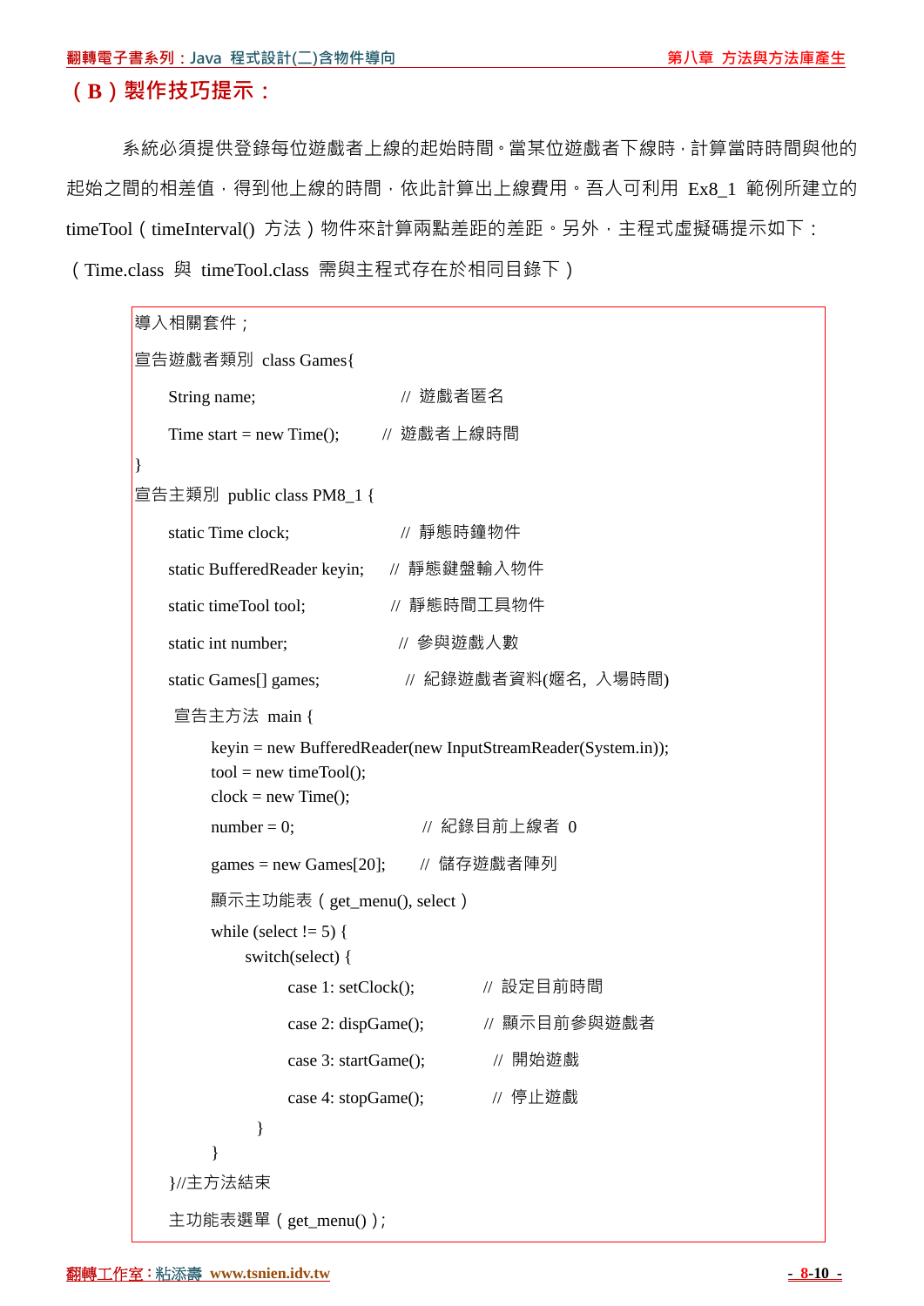## （B）製作技巧提示：

系統必須提供登錄每位遊戲者上線的起始時間。當某位遊戲者下線時，計算當時時間與他的起始之間的相差值，得到他上線的時間，依此計算出上線費用。吾人可利用 Ex8_1 範例所建立的 timeTool（timeInterval() 方法）物件來計算兩點差距的差距。另外，主程式虛擬碼提示如下：（Time.class 與 timeTool.class 需與主程式存在於相同目錄下）

```
導入相關套件；
宣告遊戲者類別 class Games{
    String name;                    // 遊戲者匿名
    Time start = new Time();        // 遊戲者上線時間
}
宣告主類別 public class PM8_1 {
    static Time clock;              // 靜態時鐘物件
    static BufferedReader keyin;    // 靜態鍵盤輸入物件
    static timeTool tool;           // 靜態時間工具物件
    static int number;              // 參與遊戲人數
    static Games[] games;           // 紀錄遊戲者資料(暱名, 入場時間)
    宣告主方法 main {
        keyin = new BufferedReader(new InputStreamReader(System.in));
        tool = new timeTool();
        clock = new Time();
        number = 0;                 // 紀錄目前上線者 0
        games = new Games[20];      // 儲存遊戲者陣列
        顯示主功能表（get_menu(), select）
        while (select != 5) {
            switch(select) {
                case 1: setClock();      // 設定目前時間
                case 2: dispGame();      // 顯示目前參與遊戲者
                case 3: startGame();     // 開始遊戲
                case 4: stopGame();      // 停止遊戲
            }
        }
    }//主方法結束
    主功能表選單（get_menu()）;
```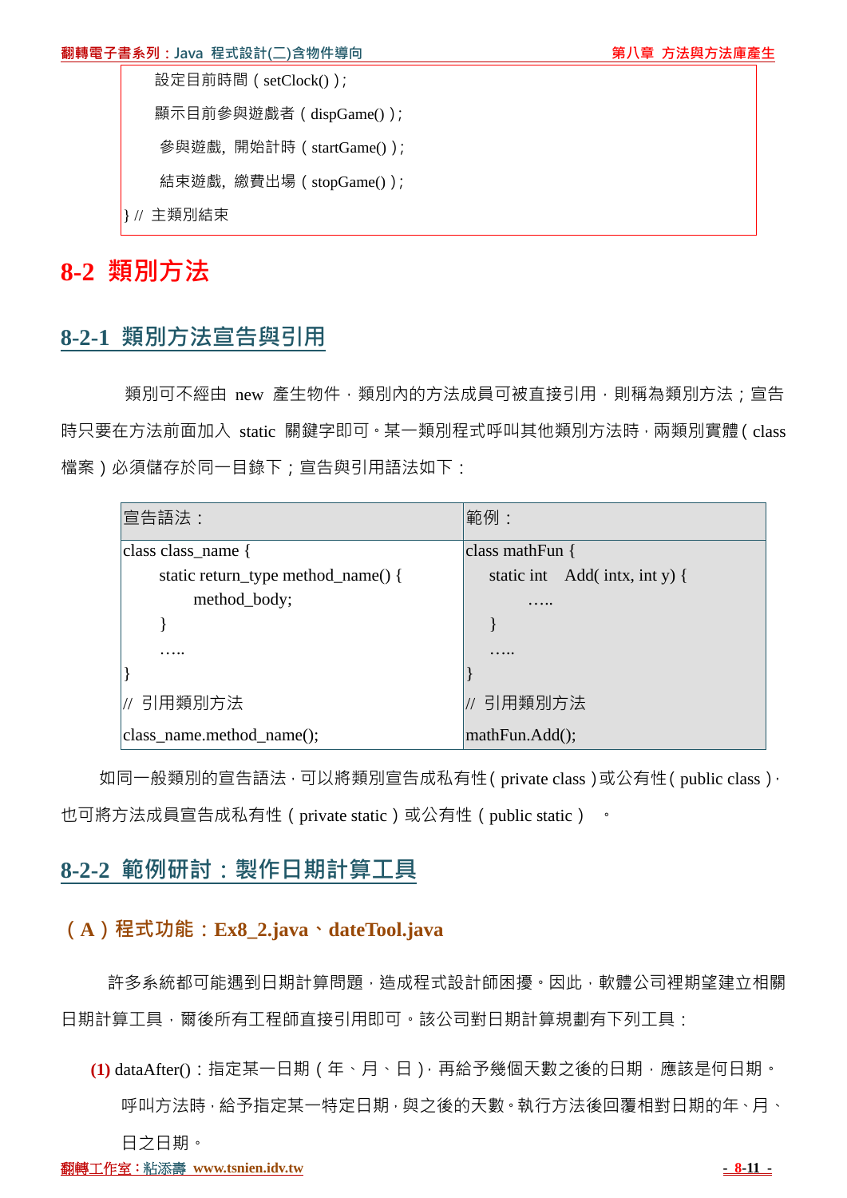```
    設定目前時間（setClock()）;
    顯示目前參與遊戲者（dispGame()）;
    參與遊戲，開始計時（startGame()）;
    結束遊戲，繳費出場（stopGame()）;
} // 主類別結束
```

# 8-2 類別方法

## 8-2-1 類別方法宣告與引用

類別可不經由 new 產生物件，類別內的方法成員可被直接引用，則稱為類別方法；宣告時只要在方法前面加入 static 關鍵字即可。某一類別程式呼叫其他類別方法時，兩類別實體（class 檔案）必須儲存於同一目錄下；宣告與引用語法如下：

| 宣告語法： | 範例： |
|---|---|
| class class_name {<br>&nbsp;&nbsp;&nbsp;&nbsp;static return_type method_name() {<br>&nbsp;&nbsp;&nbsp;&nbsp;&nbsp;&nbsp;&nbsp;&nbsp;method_body;<br>&nbsp;&nbsp;&nbsp;&nbsp;}<br>&nbsp;&nbsp;&nbsp;&nbsp;…..<br>}<br>// 引用類別方法<br>class_name.method_name(); | class mathFun {<br>&nbsp;&nbsp;&nbsp;&nbsp;static int Add( intx, int y) {<br>&nbsp;&nbsp;&nbsp;&nbsp;&nbsp;&nbsp;&nbsp;&nbsp;…..<br>&nbsp;&nbsp;&nbsp;&nbsp;}<br>&nbsp;&nbsp;&nbsp;&nbsp;…..<br>}<br>// 引用類別方法<br>mathFun.Add(); |

如同一般類別的宣告語法，可以將類別宣告成私有性（private class）或公有性（public class），也可將方法成員宣告成私有性（private static）或公有性（public static）。

## 8-2-2 範例研討：製作日期計算工具

### （A）程式功能：Ex8_2.java、dateTool.java

許多系統都可能遇到日期計算問題，造成程式設計師困擾。因此，軟體公司裡期望建立相關日期計算工具，爾後所有工程師直接引用即可。該公司對日期計算規劃有下列工具：

**(1)** dataAfter()：指定某一日期（年、月、日），再給予幾個天數之後的日期，應該是何日期。呼叫方法時，給予指定某一特定日期，與之後的天數。執行方法後回覆相對日期的年、月、日之日期。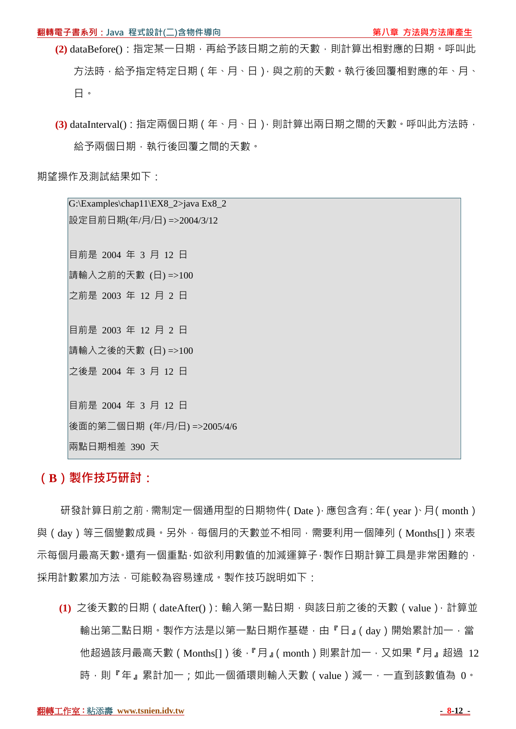**(2)** dataBefore()：指定某一日期，再給予該日期之前的天數，則計算出相對應的日期。呼叫此方法時，給予指定特定日期（年、月、日），與之前的天數。執行後回覆相對應的年、月、日。

**(3)** dataInterval()：指定兩個日期（年、月、日），則計算出兩日期之間的天數。呼叫此方法時，給予兩個日期，執行後回覆之間的天數。

期望操作及測試結果如下：

```
G:\Examples\chap11\EX8_2>java Ex8_2
設定目前日期(年/月/日) =>2004/3/12

目前是 2004 年 3 月 12 日
請輸入之前的天數 (日) =>100
之前是 2003 年 12 月 2 日

目前是 2003 年 12 月 2 日
請輸入之後的天數 (日) =>100
之後是 2004 年 3 月 12 日

目前是 2004 年 3 月 12 日
後面的第二個日期 (年/月/日) =>2005/4/6
兩點日期相差 390 天
```

## （B）製作技巧研討：

研發計算日前之前，需制定一個通用型的日期物件（Date），應包含有：年（year）、月（month）與（day）等三個變數成員。另外，每個月的天數並不相同，需要利用一個陣列（Months[]）來表示每個月最高天數。還有一個重點，如欲利用數值的加減運算子，製作日期計算工具是非常困難的，採用計數累加方法，可能較為容易達成。製作技巧說明如下：

**(1)** 之後天數的日期（dateAfter()）：輸入第一點日期，與該日前之後的天數（value），計算並輸出第二點日期。製作方法是以第一點日期作基礎，由『日』（day）開始累計加一，當他超過該月最高天數（Months[]）後，『月』（month）則累計加一，又如果『月』超過 12 時，則『年』累計加一；如此一個循環則輸入天數（value）減一，一直到該數值為 0。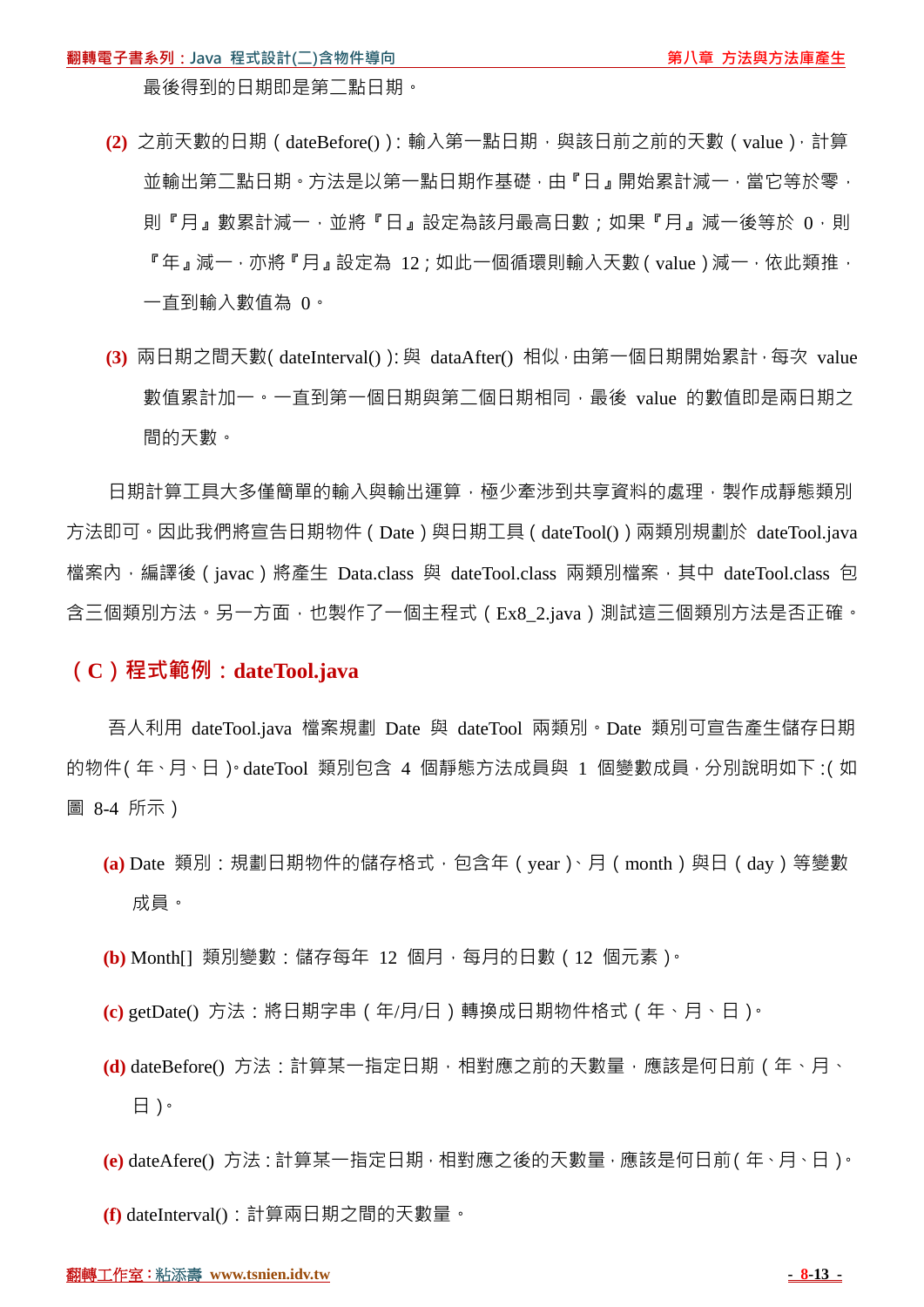最後得到的日期即是第二點日期。

**(2)** 之前天數的日期（dateBefore()）：輸入第一點日期，與該日前之前的天數（value），計算並輸出第二點日期。方法是以第一點日期作基礎，由『日』開始累計減一，當它等於零，則『月』數累計減一，並將『日』設定為該月最高日數；如果『月』減一後等於 0，則『年』減一，亦將『月』設定為 12；如此一個循環則輸入天數（value）減一，依此類推，一直到輸入數值為 0。

**(3)** 兩日期之間天數(dateInterval())：與 dataAfter() 相似，由第一個日期開始累計，每次 value 數值累計加一。一直到第一個日期與第二個日期相同，最後 value 的數值即是兩日期之間的天數。

日期計算工具大多僅簡單的輸入與輸出運算，極少牽涉到共享資料的處理，製作成靜態類別方法即可。因此我們將宣告日期物件（Date）與日期工具（dateTool()）兩類別規劃於 dateTool.java 檔案內，編譯後（javac）將產生 Data.class 與 dateTool.class 兩類別檔案，其中 dateTool.class 包含三個類別方法。另一方面，也製作了一個主程式（Ex8_2.java）測試這三個類別方法是否正確。

## （C）程式範例：dateTool.java

吾人利用 dateTool.java 檔案規劃 Date 與 dateTool 兩類別。Date 類別可宣告產生儲存日期的物件(年、月、日)。dateTool 類別包含 4 個靜態方法成員與 1 個變數成員，分別說明如下：(如圖 8-4 所示)

**(a)** Date 類別：規劃日期物件的儲存格式，包含年（year）、月（month）與日（day）等變數成員。

**(b)** Month[] 類別變數：儲存每年 12 個月，每月的日數（12 個元素）。

**(c)** getDate() 方法：將日期字串（年/月/日）轉換成日期物件格式（年、月、日）。

**(d)** dateBefore() 方法：計算某一指定日期，相對應之前的天數量，應該是何日前（年、月、日）。

**(e)** dateAfere() 方法：計算某一指定日期，相對應之後的天數量，應該是何日前（年、月、日）。

**(f)** dateInterval()：計算兩日期之間的天數量。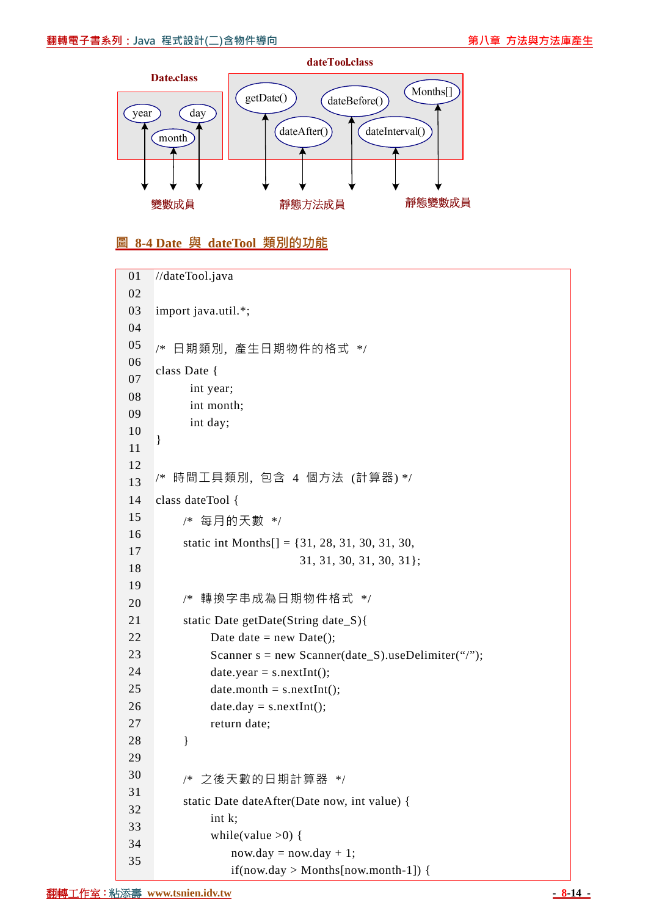dateTool.class

Date.class

year　day　month

getDate()　dateBefore()　Months[]　dateAfter()　dateInterval()

變數成員　靜態方法成員　靜態變數成員

圖 8-4 Date 與 dateTool 類別的功能

```
01  //dateTool.java
02
03  import java.util.*;
04
05  /* 日期類別, 產生日期物件的格式 */
06  class Date {
07      int year;
08      int month;
09      int day;
10  }
11
12  /* 時間工具類別, 包含 4 個方法 (計算器) */
13  class dateTool {
14      /* 每月的天數 */
15      static int Months[] = {31, 28, 31, 30, 31, 30,
16                             31, 31, 30, 31, 30, 31};
17
18      /* 轉換字串成為日期物件格式 */
19      static Date getDate(String date_S){
20          Date date = new Date();
21          Scanner s = new Scanner(date_S).useDelimiter("/");
22          date.year = s.nextInt();
23          date.month = s.nextInt();
24          date.day = s.nextInt();
25          return date;
26      }
27
28      /* 之後天數的日期計算器 */
29      static Date dateAfter(Date now, int value) {
30          int k;
31          while(value >0) {
32              now.day = now.day + 1;
33              if(now.day > Months[now.month-1]) {
```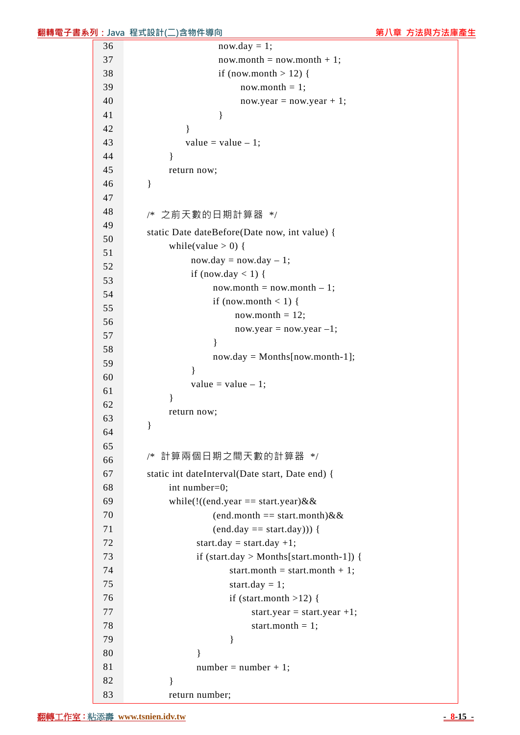```
36                      now.day = 1;
37                      now.month = now.month + 1;
38                      if (now.month > 12) {
39                          now.month = 1;
40                          now.year = now.year + 1;
41                      }
42                  }
43                  value = value – 1;
44              }
45              return now;
46          }
47
48          /*  之前天數的日期計算器  */
49
50          static Date dateBefore(Date now, int value) {
51              while(value > 0) {
52                  now.day = now.day – 1;
53                  if (now.day < 1) {
54                      now.month = now.month – 1;
55                      if (now.month < 1) {
56                          now.month = 12;
57                          now.year = now.year –1;
58                      }
59                      now.day = Months[now.month-1];
60                  }
61                  value = value – 1;
62              }
63              return now;
64          }
65
66          /*  計算兩個日期之間天數的計算器  */
67
68          static int dateInterval(Date start, Date end) {
69              int number=0;
70              while(!((end.year == start.year)&&
71                      (end.month == start.month)&&
72                      (end.day == start.day))) {
73                  start.day = start.day +1;
74                  if (start.day > Months[start.month-1]) {
75                      start.month = start.month + 1;
76                      start.day = 1;
77                      if (start.month >12) {
78                          start.year = start.year +1;
79                          start.month = 1;
80                      }
81                  }
82                  number = number + 1;
83              }
                return number;
```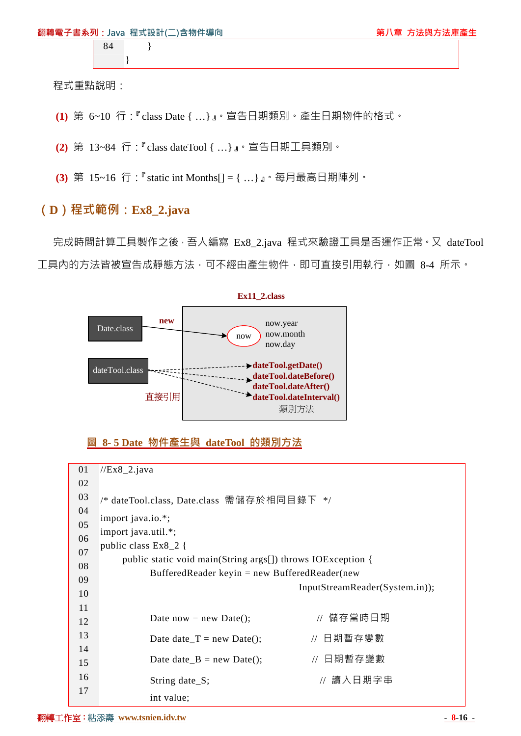```
84          }
        }
```

程式重點說明：

**(1)** 第 6~10 行：『class Date { …} 』。宣告日期類別。產生日期物件的格式。

**(2)** 第 13~84 行：『class dateTool { …} 』。宣告日期工具類別。

**(3)** 第 15~16 行：『static int Months[] = { …} 』。每月最高日期陣列。

## （D）程式範例：Ex8_2.java

完成時間計算工具製作之後，吾人編寫 Ex8_2.java 程式來驗證工具是否運作正常。又 dateTool 工具內的方法皆被宣告成靜態方法，可不經由產生物件，即可直接引用執行，如圖 8-4 所示。

Ex11_2.class

Date.class —new→ now（now.year, now.month, now.day）

dateTool.class —直接引用→ dateTool.getDate(), dateTool.dateBefore(), dateTool.dateAfter(), dateTool.dateInterval()（類別方法）

圖 8- 5 Date 物件產生與 dateTool 的類別方法

```
01  //Ex8_2.java
02
03  /* dateTool.class, Date.class  需儲存於相同目錄下  */
04
05  import java.io.*;
06  import java.util.*;
07  public class Ex8_2 {
08      public static void main(String args[]) throws IOException {
09          BufferedReader keyin = new BufferedReader(new
                                      InputStreamReader(System.in));
10
11          Date now = new Date();              //  儲存當時日期
12          Date date_T = new Date();           //  日期暫存變數
13          Date date_B = new Date();           //  日期暫存變數
14          String date_S;                      //  讀入日期字串
15          int value;
16
17
```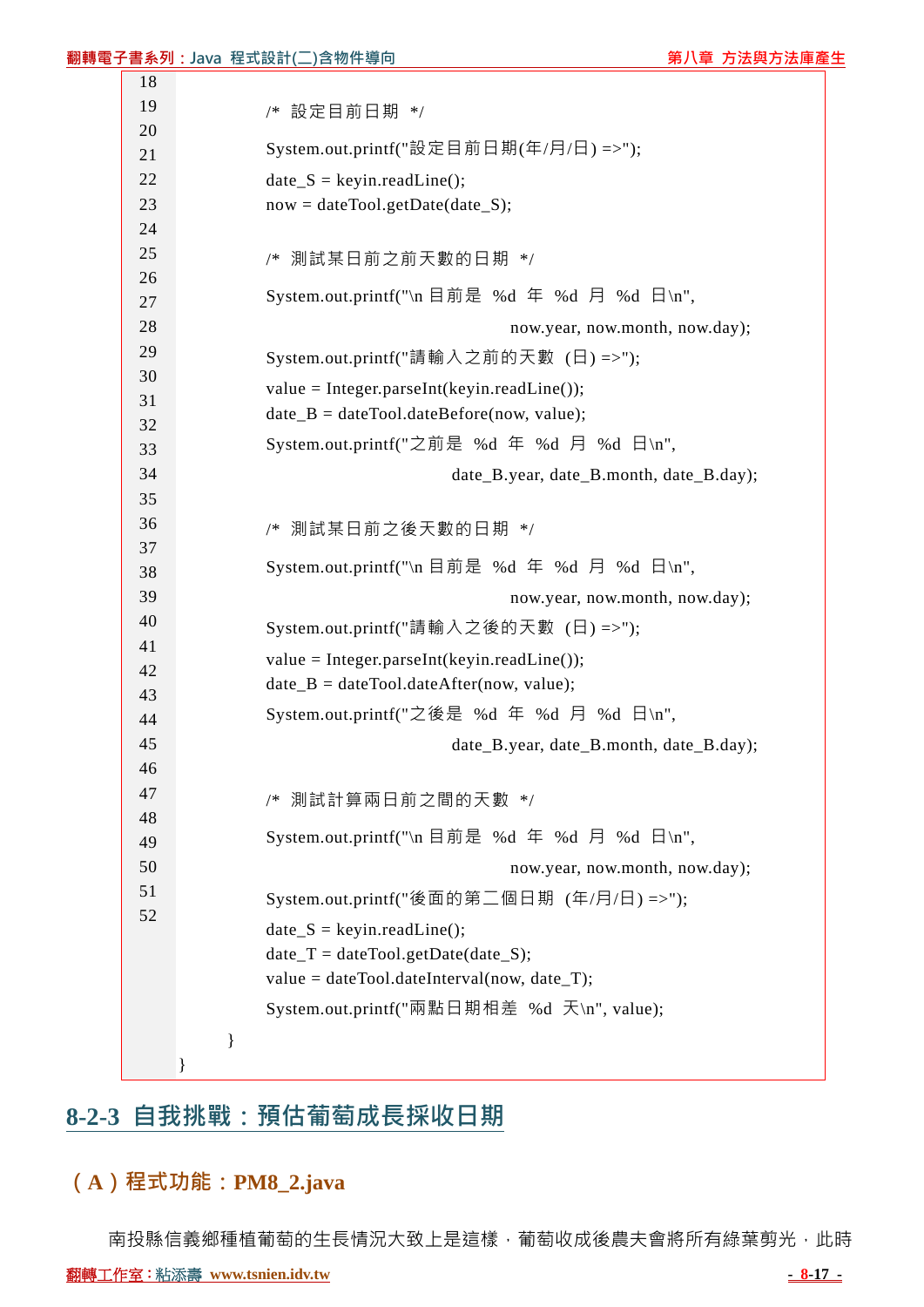```
18
19          /* 設定目前日期 */
20          System.out.printf("設定目前日期(年/月/日) =>");
21          date_S = keyin.readLine();
22          now = dateTool.getDate(date_S);
23
24          /* 測試某日前之前天數的日期 */
25          System.out.printf("\n 目前是 %d 年 %d 月 %d 日\n",
26                              now.year, now.month, now.day);
27          System.out.printf("請輸入之前的天數 (日) =>");
28          value = Integer.parseInt(keyin.readLine());
29          date_B = dateTool.dateBefore(now, value);
30          System.out.printf("之前是 %d 年 %d 月 %d 日\n",
31                          date_B.year, date_B.month, date_B.day);
32
33          /* 測試某日前之後天數的日期 */
34          System.out.printf("\n 目前是 %d 年 %d 月 %d 日\n",
35                              now.year, now.month, now.day);
36          System.out.printf("請輸入之後的天數 (日) =>");
37          value = Integer.parseInt(keyin.readLine());
38          date_B = dateTool.dateAfter(now, value);
39          System.out.printf("之後是 %d 年 %d 月 %d 日\n",
40                          date_B.year, date_B.month, date_B.day);
41
42          /* 測試計算兩日前之間的天數 */
43          System.out.printf("\n 目前是 %d 年 %d 月 %d 日\n",
44                              now.year, now.month, now.day);
45          System.out.printf("後面的第二個日期 (年/月/日) =>");
46          date_S = keyin.readLine();
47          date_T = dateTool.getDate(date_S);
48          value = dateTool.dateInterval(now, date_T);
49          System.out.printf("兩點日期相差 %d 天\n", value);
50      }
51  }
52
```

## 8-2-3 自我挑戰：預估葡萄成長採收日期

### （A）程式功能：PM8_2.java

南投縣信義鄉種植葡萄的生長情況大致上是這樣，葡萄收成後農夫會將所有綠葉剪光，此時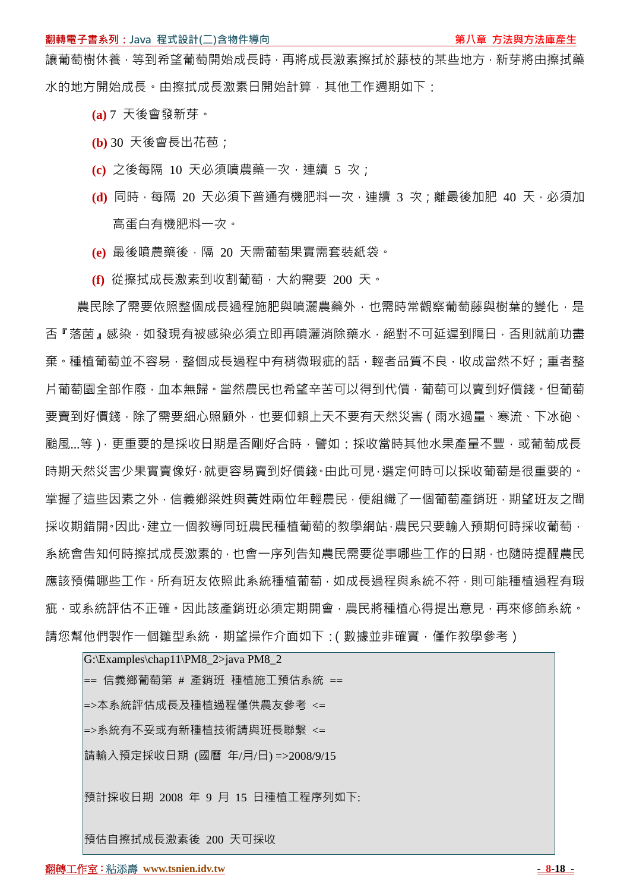讓葡萄樹休養，等到希望葡萄開始成長時，再將成長激素擦拭於藤枝的某些地方，新芽將由擦拭藥水的地方開始成長。由擦拭成長激素日開始計算，其他工作週期如下：

**(a)** 7 天後會發新芽。

**(b)** 30 天後會長出花苞；

**(c)** 之後每隔 10 天必須噴農藥一次，連續 5 次；

**(d)** 同時，每隔 20 天必須下普通有機肥料一次，連續 3 次；離最後加肥 40 天，必須加高蛋白有機肥料一次。

**(e)** 最後噴農藥後，隔 20 天需葡萄果實需套裝紙袋。

**(f)** 從擦拭成長激素到收割葡萄，大約需要 200 天。

農民除了需要依照整個成長過程施肥與噴灑農藥外，也需時常觀察葡萄藤與樹葉的變化，是否『落菌』感染，如發現有被感染必須立即再噴灑消除藥水，絕對不可延遲到隔日，否則就前功盡棄。種植葡萄並不容易，整個成長過程中有稍微瑕疵的話，輕者品質不良，收成當然不好；重者整片葡萄園全部作廢，血本無歸。當然農民也希望辛苦可以得到代價，葡萄可以賣到好價錢。但葡萄要賣到好價錢，除了需要細心照顧外，也要仰賴上天不要有天然災害（雨水過量、寒流、下冰砲、颱風...等），更重要的是採收日期是否剛好合時，譬如：採收當時其他水果產量不豐，或葡萄成長時期天然災害少果實賣像好，就更容易賣到好價錢。由此可見，選定何時可以採收葡萄是很重要的。掌握了這些因素之外，信義鄉梁姓與黃姓兩位年輕農民，便組織了一個葡萄產銷班，期望班友之間採收期錯開。因此，建立一個教導同班農民種植葡萄的教學網站，農民只要輸入預期何時採收葡萄，系統會告知何時擦拭成長激素的，也會一序列告知農民需要從事哪些工作的日期，也隨時提醒農民應該預備哪些工作。所有班友依照此系統種植葡萄，如成長過程與系統不符，則可能種植過程有瑕疵，或系統評估不正確。因此該產銷班必須定期開會，農民將種植心得提出意見，再來修飾系統。請您幫他們製作一個雛型系統，期望操作介面如下：（數據並非確實，僅作教學參考）

```
G:\Examples\chap11\PM8_2>java PM8_2
== 信義鄉葡萄第 # 產銷班 種植施工預估系統 ==
=>本系統評估成長及種植過程僅供農友參考 <=
=>系統有不妥或有新種植技術請與班長聯繫 <=
請輸入預定採收日期 (國曆 年/月/日) =>2008/9/15

預計採收日期 2008 年 9 月 15 日種植工程序列如下:

預估自擦拭成長激素後 200 天可採收
```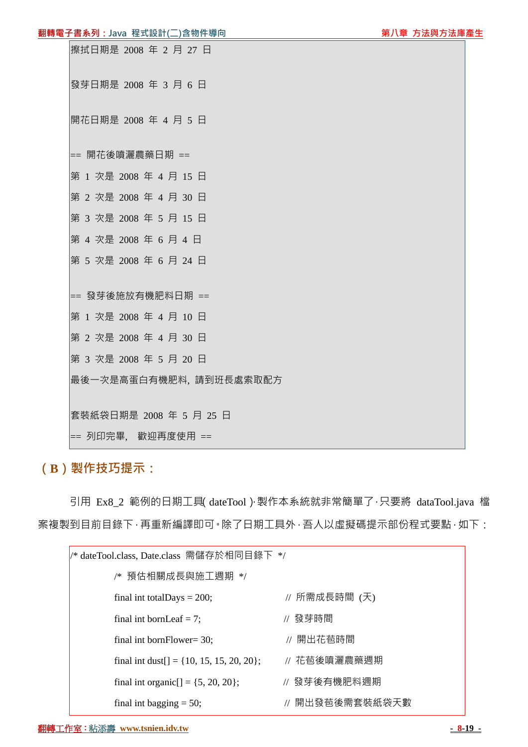```
擦拭日期是 2008 年 2 月 27 日

發芽日期是 2008 年 3 月 6 日

開花日期是 2008 年 4 月 5 日

== 開花後噴灑農藥日期 ==
第 1 次是 2008 年 4 月 15 日
第 2 次是 2008 年 4 月 30 日
第 3 次是 2008 年 5 月 15 日
第 4 次是 2008 年 6 月 4 日
第 5 次是 2008 年 6 月 24 日

== 發芽後施放有機肥料日期 ==
第 1 次是 2008 年 4 月 10 日
第 2 次是 2008 年 4 月 30 日
第 3 次是 2008 年 5 月 20 日
最後一次是高蛋白有機肥料, 請到班長處索取配方

套裝紙袋日期是 2008 年 5 月 25 日
== 列印完畢, 歡迎再度使用 ==
```

## （B）製作技巧提示：

引用 Ex8_2 範例的日期工具( dateTool )，製作本系統就非常簡單了，只要將 dataTool.java 檔案複製到目前目錄下，再重新編譯即可。除了日期工具外，吾人以虛擬碼提示部份程式要點，如下：

```
/* dateTool.class, Date.class 需儲存於相同目錄下 */
        /* 預估相關成長與施工週期 */
        final int totalDays = 200;              // 所需成長時間 (天)
        final int bornLeaf = 7;                 // 發芽時間
        final int bornFlower= 30;               // 開出花苞時間
        final int dust[] = {10, 15, 15, 20, 20};   // 花苞後噴灑農藥週期
        final int organic[] = {5, 20, 20};      // 發芽後有機肥料週期
        final int bagging = 50;                 // 開出發苞後需套裝紙袋天數
```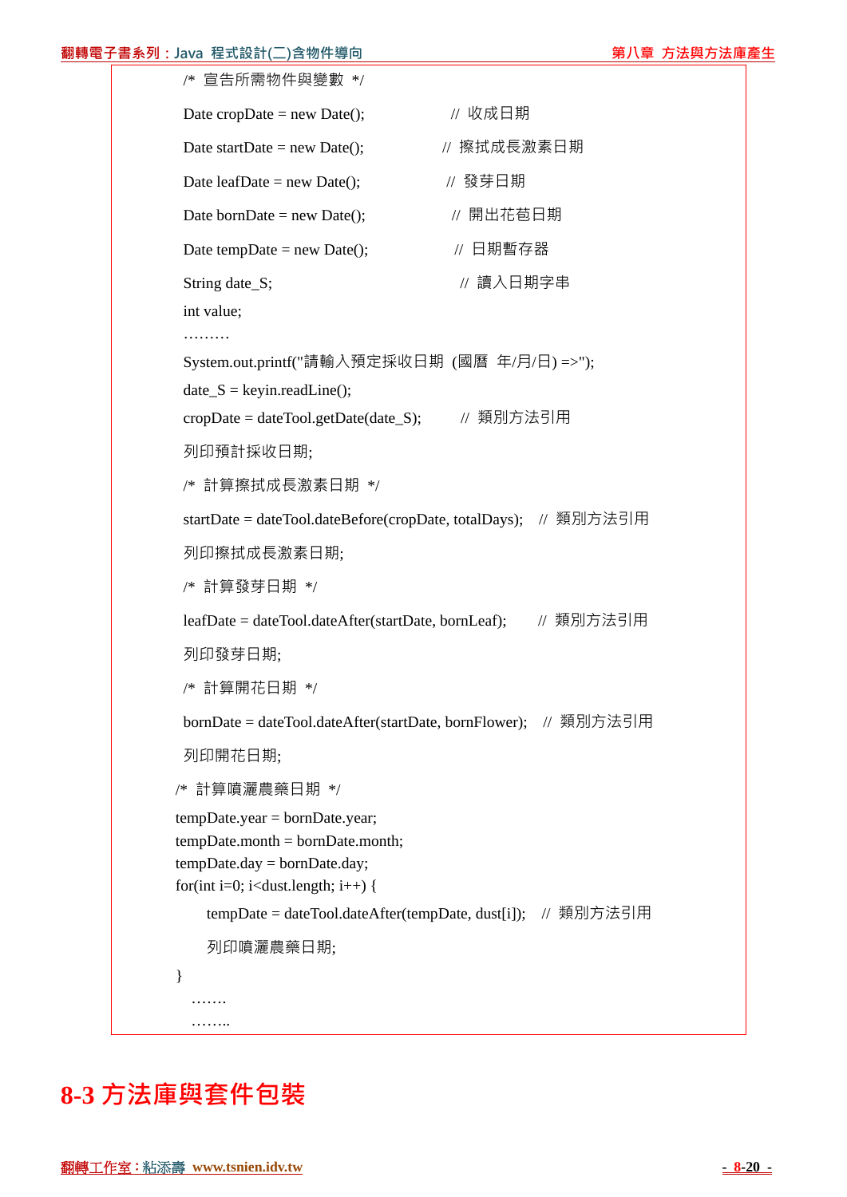```
/* 宣告所需物件與變數 */
Date cropDate = new Date();            // 收成日期
Date startDate = new Date();           // 擦拭成長激素日期
Date leafDate = new Date();            // 發芽日期
Date bornDate = new Date();            // 開出花苞日期
Date tempDate = new Date();            // 日期暫存器
String date_S;                         // 讀入日期字串
int value;
………
System.out.printf("請輸入預定採收日期 (國曆 年/月/日) =>");
date_S = keyin.readLine();
cropDate = dateTool.getDate(date_S);        // 類別方法引用
列印預計採收日期;
/* 計算擦拭成長激素日期 */
startDate = dateTool.dateBefore(cropDate, totalDays);  // 類別方法引用
列印擦拭成長激素日期;
/* 計算發芽日期 */
leafDate = dateTool.dateAfter(startDate, bornLeaf);    // 類別方法引用
列印發芽日期;
/* 計算開花日期 */
bornDate = dateTool.dateAfter(startDate, bornFlower);  // 類別方法引用
列印開花日期;
/* 計算噴灑農藥日期 */
tempDate.year = bornDate.year;
tempDate.month = bornDate.month;
tempDate.day = bornDate.day;
for(int i=0; i<dust.length; i++) {
    tempDate = dateTool.dateAfter(tempDate, dust[i]);  // 類別方法引用
    列印噴灑農藥日期;
}
  …….
  ……..
```

## 8-3 方法庫與套件包裝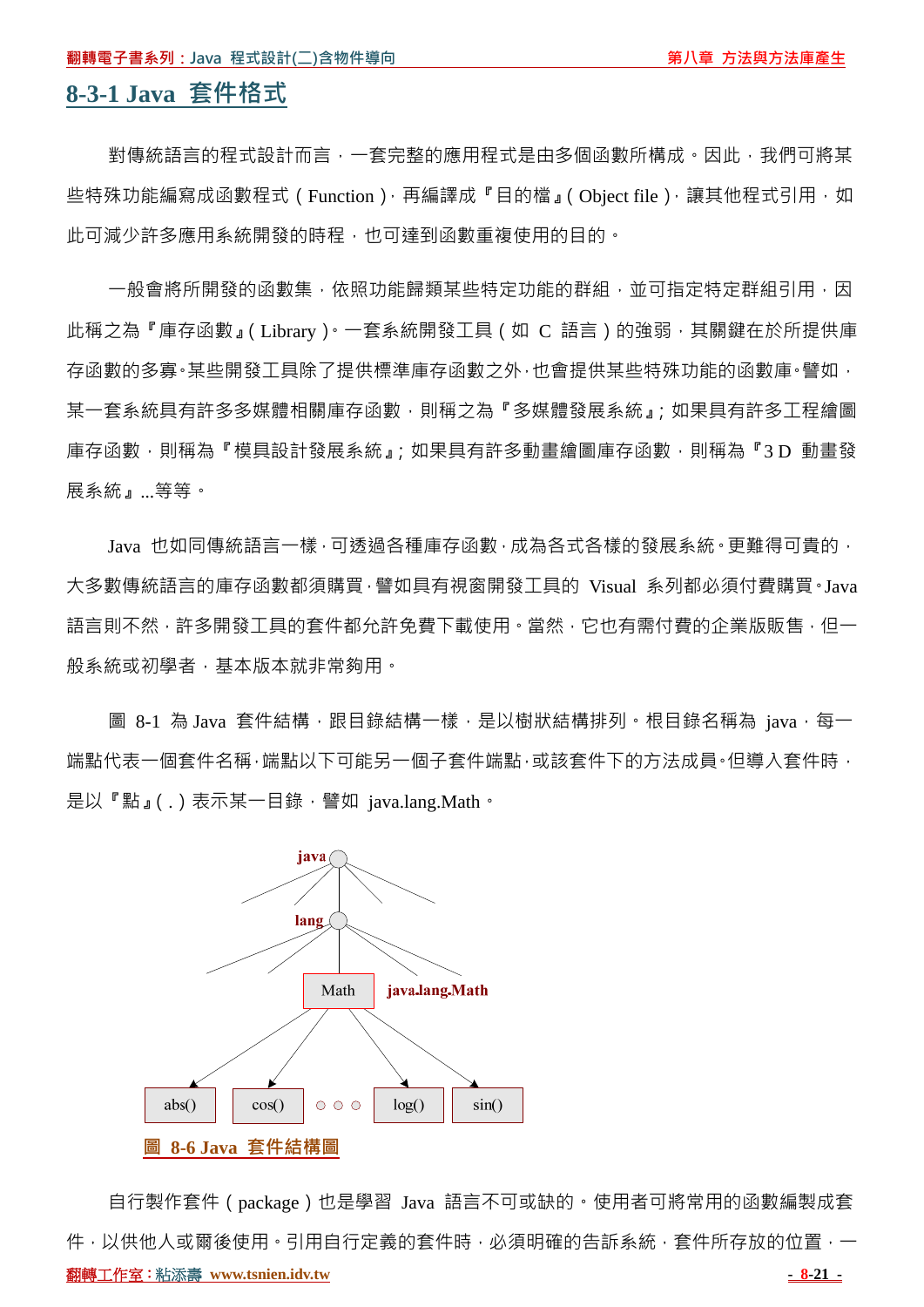## 8-3-1 Java 套件格式

對傳統語言的程式設計而言，一套完整的應用程式是由多個函數所構成。因此，我們可將某些特殊功能編寫成函數程式（Function），再編譯成『目的檔』（Object file），讓其他程式引用，如此可減少許多應用系統開發的時程，也可達到函數重複使用的目的。

一般會將所開發的函數集，依照功能歸類某些特定功能的群組，並可指定特定群組引用，因此稱之為『庫存函數』（Library）。一套系統開發工具（如 C 語言）的強弱，其關鍵在於所提供庫存函數的多寡。某些開發工具除了提供標準庫存函數之外，也會提供某些特殊功能的函數庫。譬如，某一套系統具有許多多媒體相關庫存函數，則稱之為『多媒體發展系統』；如果具有許多工程繪圖庫存函數，則稱為『模具設計發展系統』；如果具有許多動畫繪圖庫存函數，則稱為『3D 動畫發展系統』...等等。

Java 也如同傳統語言一樣，可透過各種庫存函數，成為各式各樣的發展系統。更難得可貴的，大多數傳統語言的庫存函數都須購買，譬如具有視窗開發工具的 Visual 系列都必須付費購買。Java 語言則不然，許多開發工具的套件都允許免費下載使用。當然，它也有需付費的企業版販售，但一般系統或初學者，基本版本就非常夠用。

圖 8-1 為 Java 套件結構，跟目錄結構一樣，是以樹狀結構排列。根目錄名稱為 java，每一端點代表一個套件名稱，端點以下可能另一個子套件端點，或該套件下的方法成員。但導入套件時，是以『點』（.）表示某一目錄，譬如 java.lang.Math。

圖 8-6 Java 套件結構圖

自行製作套件（package）也是學習 Java 語言不可或缺的。使用者可將常用的函數編製成套件，以供他人或爾後使用。引用自行定義的套件時，必須明確的告訴系統，套件所存放的位置，一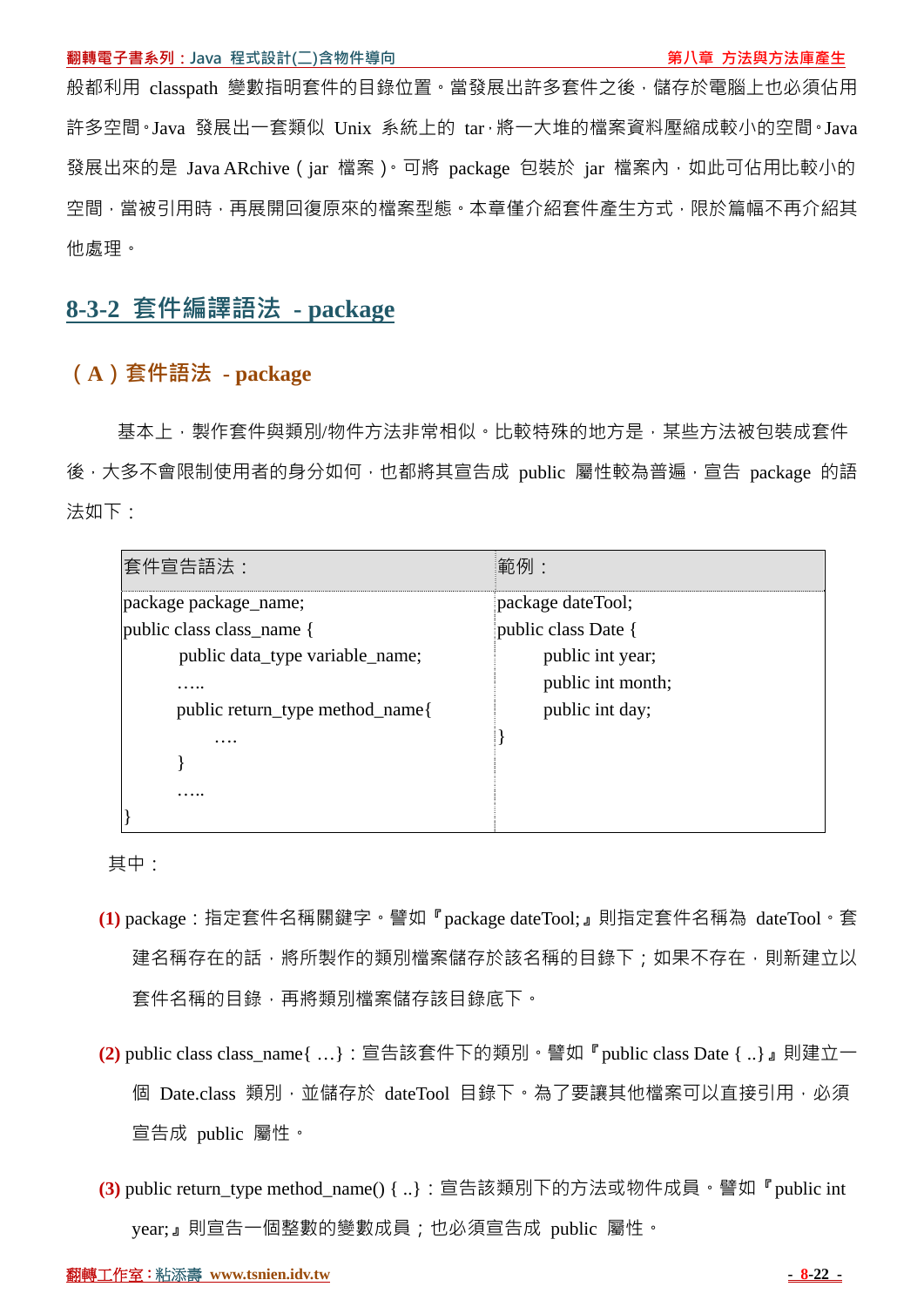般都利用 classpath 變數指明套件的目錄位置。當發展出許多套件之後，儲存於電腦上也必須佔用許多空間。Java 發展出一套類似 Unix 系統上的 tar，將一大堆的檔案資料壓縮成較小的空間。Java 發展出來的是 Java ARchive（jar 檔案）。可將 package 包裝於 jar 檔案內，如此可佔用比較小的空間，當被引用時，再展開回復原來的檔案型態。本章僅介紹套件產生方式，限於篇幅不再介紹其他處理。

## 8-3-2 套件編譯語法 - package

### （A）套件語法 - package

基本上，製作套件與類別/物件方法非常相似。比較特殊的地方是，某些方法被包裝成套件後，大多不會限制使用者的身分如何，也都將其宣告成 public 屬性較為普遍，宣告 package 的語法如下：

| 套件宣告語法： | 範例： |
|---|---|
| package package_name;<br>public class class_name {<br>&nbsp;&nbsp;&nbsp;&nbsp;public data_type variable_name;<br>&nbsp;&nbsp;&nbsp;&nbsp;…..<br>&nbsp;&nbsp;&nbsp;&nbsp;public return_type method_name{<br>&nbsp;&nbsp;&nbsp;&nbsp;&nbsp;&nbsp;&nbsp;&nbsp;….<br>&nbsp;&nbsp;&nbsp;&nbsp;}<br>&nbsp;&nbsp;&nbsp;&nbsp;…..<br>} | package dateTool;<br>public class Date {<br>&nbsp;&nbsp;&nbsp;&nbsp;public int year;<br>&nbsp;&nbsp;&nbsp;&nbsp;public int month;<br>&nbsp;&nbsp;&nbsp;&nbsp;public int day;<br>} |

其中：

**(1)** package：指定套件名稱關鍵字。譬如『package dateTool;』則指定套件名稱為 dateTool。套建名稱存在的話，將所製作的類別檔案儲存於該名稱的目錄下；如果不存在，則新建立以套件名稱的目錄，再將類別檔案儲存該目錄底下。

**(2)** public class class_name{ …}：宣告該套件下的類別。譬如『public class Date { ..}』則建立一個 Date.class 類別，並儲存於 dateTool 目錄下。為了要讓其他檔案可以直接引用，必須宣告成 public 屬性。

**(3)** public return_type method_name() { ..}：宣告該類別下的方法或物件成員。譬如『public int year;』則宣告一個整數的變數成員；也必須宣告成 public 屬性。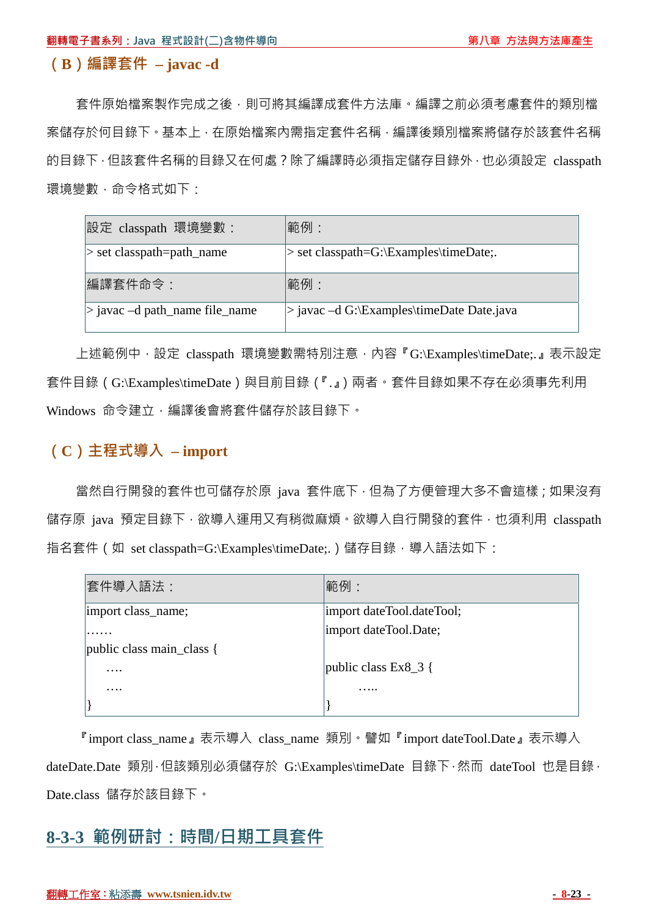### （B）編譯套件 – javac -d

套件原始檔案製作完成之後，則可將其編譯成套件方法庫。編譯之前必須考慮套件的類別檔案儲存於何目錄下。基本上，在原始檔案內需指定套件名稱，編譯後類別檔案將儲存於該套件名稱的目錄下，但該套件名稱的目錄又在何處？除了編譯時必須指定儲存目錄外，也必須設定 classpath 環境變數，命令格式如下：

| 設定 classpath 環境變數： | 範例： |
|---|---|
| > set classpath=path_name | > set classpath=G:\Examples\timeDate;. |
| 編譯套件命令： | 範例： |
| > javac –d path_name file_name | > javac –d G:\Examples\timeDate Date.java |

上述範例中，設定 classpath 環境變數需特別注意，內容『G:\Examples\timeDate;.』表示設定套件目錄（G:\Examples\timeDate）與目前目錄（『.』）兩者。套件目錄如果不存在必須事先利用 Windows 命令建立，編譯後會將套件儲存於該目錄下。

### （C）主程式導入 – import

當然自行開發的套件也可儲存於原 java 套件底下，但為了方便管理大多不會這樣；如果沒有儲存原 java 預定目錄下，欲導入運用又有稍微麻煩。欲導入自行開發的套件，也須利用 classpath 指名套件（如 set classpath=G:\Examples\timeDate;.）儲存目錄，導入語法如下：

| 套件導入語法： | 範例： |
|---|---|
| import class_name;<br>……<br>public class main_class {<br>    ….<br>    ….<br>} | import dateTool.dateTool;<br>import dateTool.Date;<br><br>public class Ex8_3 {<br>    …..<br>} |

『import class_name』表示導入 class_name 類別。譬如『import dateTool.Date』表示導入 dateDate.Date 類別，但該類別必須儲存於 G:\Examples\timeDate 目錄下，然而 dateTool 也是目錄，Date.class 儲存於該目錄下。

## 8-3-3 範例研討：時間/日期工具套件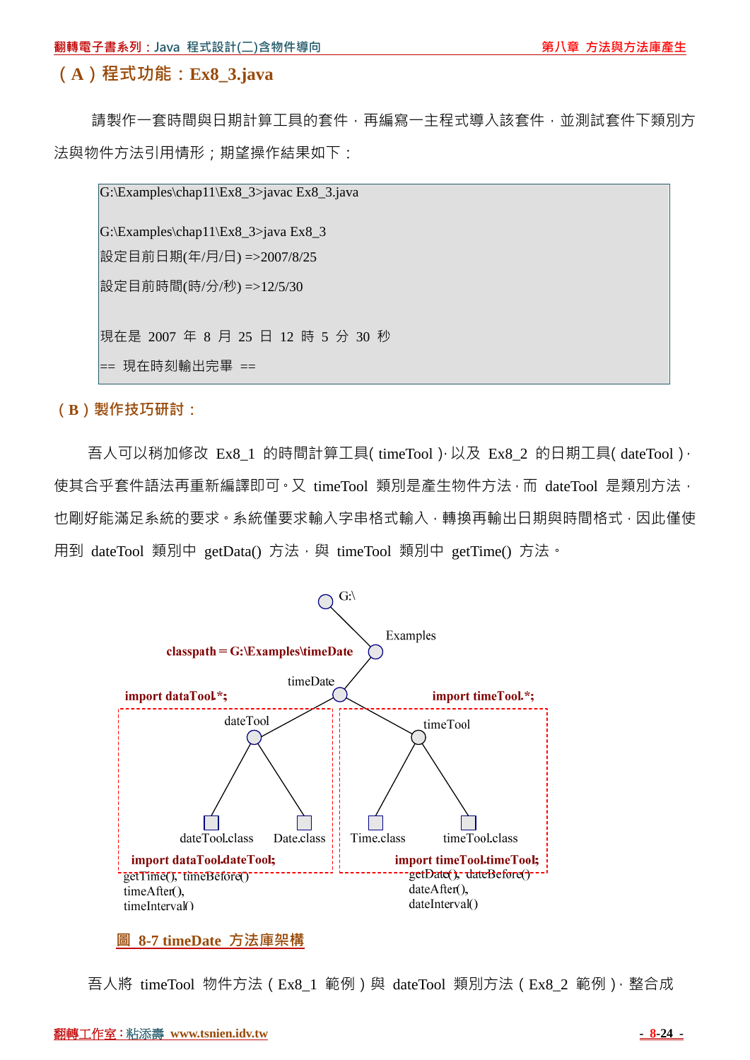## （A）程式功能：Ex8_3.java

請製作一套時間與日期計算工具的套件，再編寫一主程式導入該套件，並測試套件下類別方法與物件方法引用情形；期望操作結果如下：

```
G:\Examples\chap11\Ex8_3>javac Ex8_3.java

G:\Examples\chap11\Ex8_3>java Ex8_3
設定目前日期(年/月/日) =>2007/8/25
設定目前時間(時/分/秒) =>12/5/30

現在是 2007 年 8 月 25 日 12 時 5 分 30 秒
== 現在時刻輸出完畢 ==
```

## （B）製作技巧研討：

吾人可以稍加修改 Ex8_1 的時間計算工具( timeTool )，以及 Ex8_2 的日期工具( dateTool )，使其合乎套件語法再重新編譯即可。又 timeTool 類別是產生物件方法，而 dateTool 是類別方法，也剛好能滿足系統的要求。系統僅要求輸入字串格式輸入，轉換再輸出日期與時間格式，因此僅使用到 dateTool 類別中 getData() 方法，與 timeTool 類別中 getTime() 方法。

G:\
Examples
classpath＝G:\Examples\timeDate
timeDate
import dataTool.*;
import timeTool.*;
dateTool
timeTool
dateTool.class　Date.class　Time.class　timeTool.class
import dataTool.dateTool;
import timeTool.timeTool;
getTime(), timeBefore()
timeAfter(),
timeInterval()
getDate(), dateBefore()
dateAfter(),
dateInterval()

圖 8-7 timeDate 方法庫架構

吾人將 timeTool 物件方法（Ex8_1 範例）與 dateTool 類別方法（Ex8_2 範例），整合成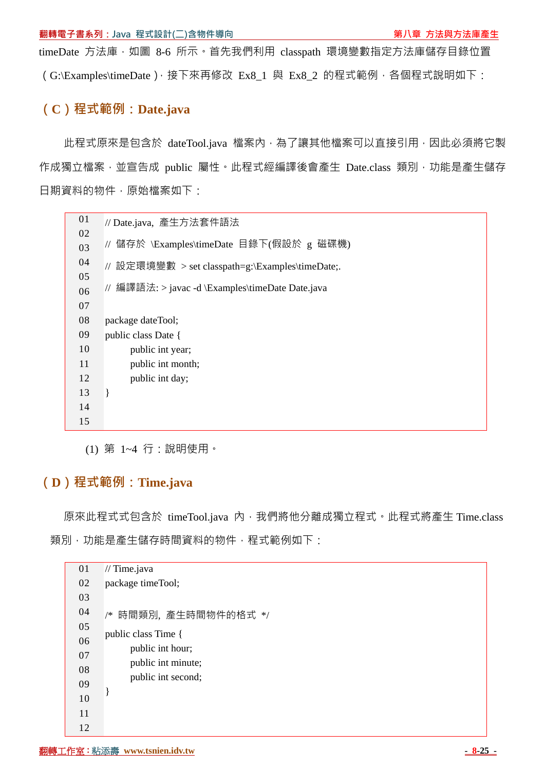timeDate 方法庫，如圖 8-6 所示。首先我們利用 classpath 環境變數指定方法庫儲存目錄位置（G:\Examples\timeDate），接下來再修改 Ex8_1 與 Ex8_2 的程式範例，各個程式說明如下：

## （C）程式範例：Date.java

此程式原來是包含於 dateTool.java 檔案內，為了讓其他檔案可以直接引用，因此必須將它製作成獨立檔案，並宣告成 public 屬性。此程式經編譯後會產生 Date.class 類別，功能是產生儲存日期資料的物件，原始檔案如下：

```
01  // Date.java, 產生方法套件語法
02  
03  // 儲存於 \Examples\timeDate 目錄下(假設於 g 磁碟機)
04  
05  // 設定環境變數 > set classpath=g:\Examples\timeDate;.
06  // 編譯語法: > javac -d \Examples\timeDate Date.java
07  
08  package dateTool;
09  public class Date {
10          public int year;
11          public int month;
12          public int day;
13  }
14  
15  
```

(1) 第 1~4 行：說明使用。

## （D）程式範例：Time.java

原來此程式式包含於 timeTool.java 內，我們將他分離成獨立程式。此程式將產生 Time.class 類別，功能是產生儲存時間資料的物件，程式範例如下：

```
01  // Time.java
02  package timeTool;
03  
04  /* 時間類別, 產生時間物件的格式 */
05  
06  public class Time {
07          public int hour;
08          public int minute;
09          public int second;
10  }
11  
12  
```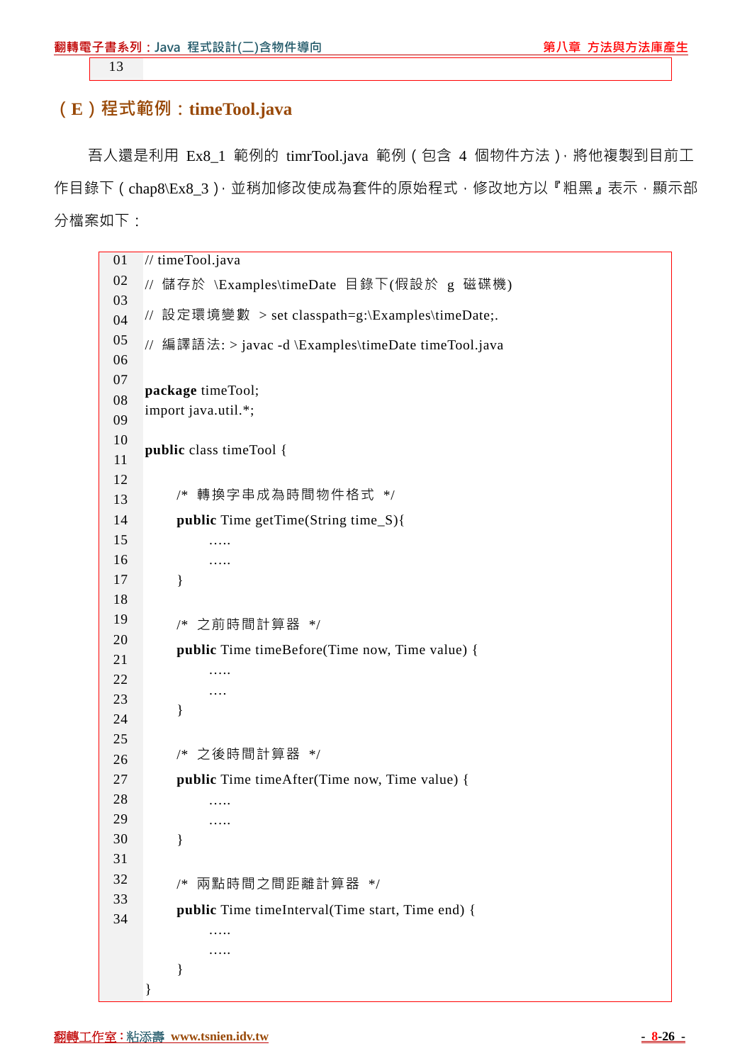| 13 | |
|---|---|

## （E）程式範例：timeTool.java

吾人還是利用 Ex8_1 範例的 timrTool.java 範例（包含 4 個物件方法），將他複製到目前工作目錄下（chap8\Ex8_3），並稍加修改使成為套件的原始程式，修改地方以『粗黑』表示，顯示部分檔案如下：

```
01  // timeTool.java
02  // 儲存於 \Examples\timeDate 目錄下(假設於 g 磁碟機)
03  // 設定環境變數 > set classpath=g:\Examples\timeDate;.
04  // 編譯語法: > javac -d \Examples\timeDate timeTool.java
05  
06  package timeTool;
07  import java.util.*;
08  
09  public class timeTool {
10  
11      /* 轉換字串成為時間物件格式 */
12      public Time getTime(String time_S){
13          .....
14          .....
15      }
16  
17      /* 之前時間計算器 */
18      public Time timeBefore(Time now, Time value) {
19          .....
20          ....
21      }
22  
23      /* 之後時間計算器 */
24      public Time timeAfter(Time now, Time value) {
25          .....
26          .....
27      }
28  
29      /* 兩點時間之間距離計算器 */
30      public Time timeInterval(Time start, Time end) {
31          .....
32          .....
33      }
34  }
```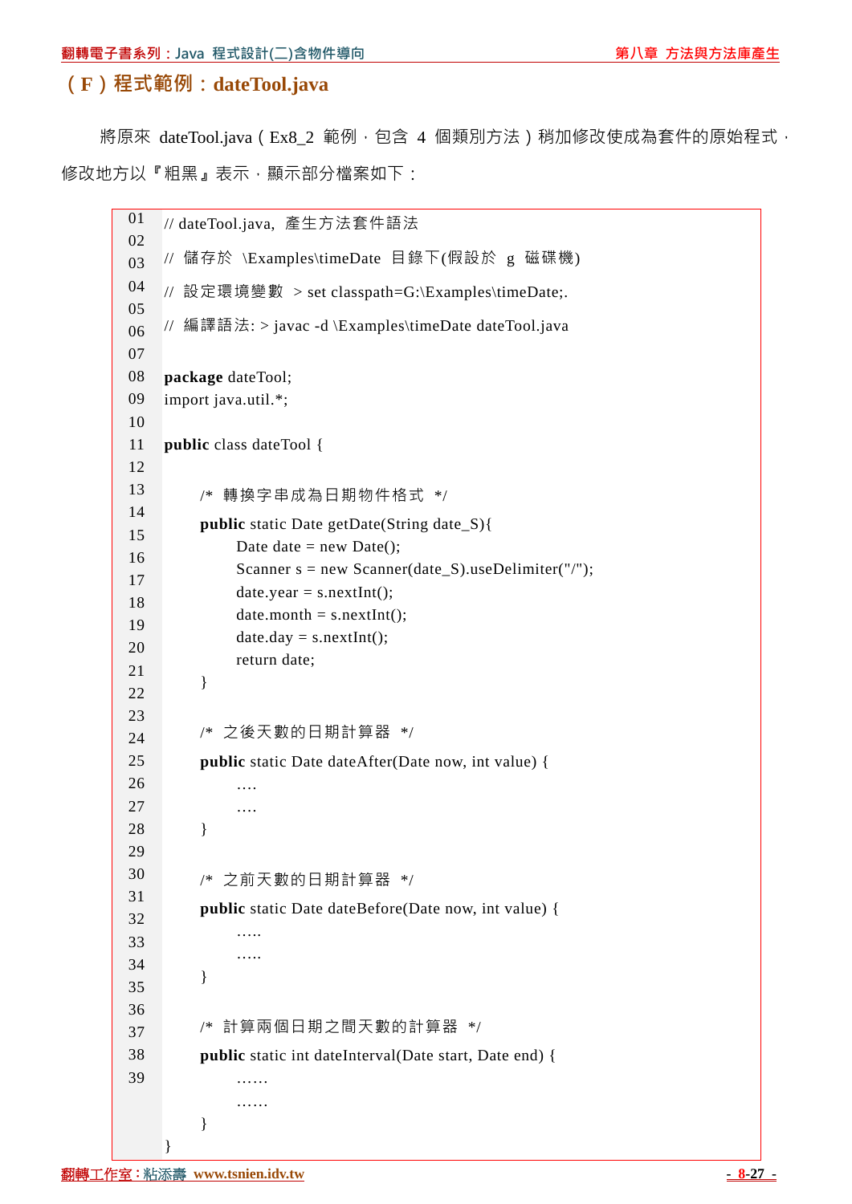## （F）程式範例：dateTool.java

將原來 dateTool.java（Ex8_2 範例，包含 4 個類別方法）稍加修改使成為套件的原始程式，修改地方以『粗黑』表示，顯示部分檔案如下：

```
01  // dateTool.java, 產生方法套件語法
02  // 儲存於 \Examples\timeDate 目錄下(假設於 g 磁碟機)
03  // 設定環境變數 > set classpath=G:\Examples\timeDate;.
04  // 編譯語法: > javac -d \Examples\timeDate dateTool.java
05
06  package dateTool;
07  import java.util.*;
08
09  public class dateTool {
10
11      /* 轉換字串成為日期物件格式 */
12      public static Date getDate(String date_S){
13          Date date = new Date();
14          Scanner s = new Scanner(date_S).useDelimiter("/");
15          date.year = s.nextInt();
16          date.month = s.nextInt();
17          date.day = s.nextInt();
18          return date;
19      }
20
21      /* 之後天數的日期計算器 */
22      public static Date dateAfter(Date now, int value) {
23          ....
24          ....
25      }
26
27      /* 之前天數的日期計算器 */
28      public static Date dateBefore(Date now, int value) {
29          .....
30          .....
31      }
32
33      /* 計算兩個日期之間天數的計算器 */
34      public static int dateInterval(Date start, Date end) {
35          ......
36          ......
37      }
38  }
39
```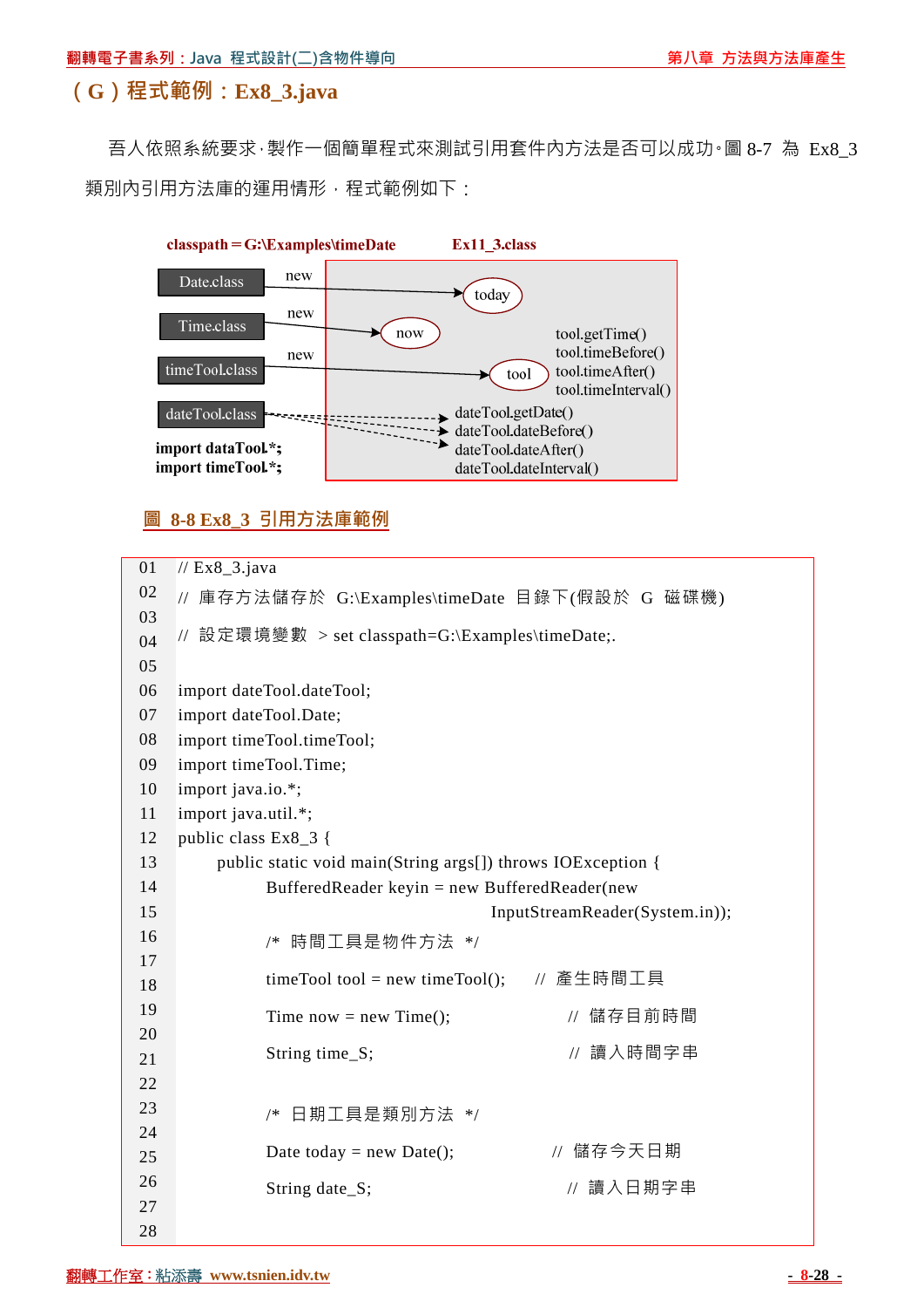## （G）程式範例：Ex8_3.java

吾人依照系統要求，製作一個簡單程式來測試引用套件內方法是否可以成功。圖 8-7 為 Ex8_3 類別內引用方法庫的運用情形，程式範例如下：

classpath＝G:\Examples\timeDate　　Ex11_3.class

Date.class —new→ today
Time.class —new→ now
timeTool.class —new→ tool
dateTool.class

import dataTool.*;
import timeTool.*;

tool.getTime()
tool.timeBefore()
tool.timeAfter()
tool.timeInterval()

dateTool.getDate()
dateTool.dateBefore()
dateTool.dateAfter()
dateTool.dateInterval()

圖 8-8 Ex8_3 引用方法庫範例

```
01  // Ex8_3.java
02  // 庫存方法儲存於 G:\Examples\timeDate 目錄下(假設於 G 磁碟機)
03
04  // 設定環境變數 > set classpath=G:\Examples\timeDate;.
05
06  import dateTool.dateTool;
07  import dateTool.Date;
08  import timeTool.timeTool;
09  import timeTool.Time;
10  import java.io.*;
11  import java.util.*;
12  public class Ex8_3 {
13      public static void main(String args[]) throws IOException {
14          BufferedReader keyin = new BufferedReader(new
15                                  InputStreamReader(System.in));
16          /* 時間工具是物件方法 */
17
18          timeTool tool = new timeTool();    // 產生時間工具
19
20          Time now = new Time();              // 儲存目前時間
21
22          String time_S;                      // 讀入時間字串
23
24          /* 日期工具是類別方法 */
25
26          Date today = new Date();            // 儲存今天日期
27
28          String date_S;                      // 讀入日期字串
```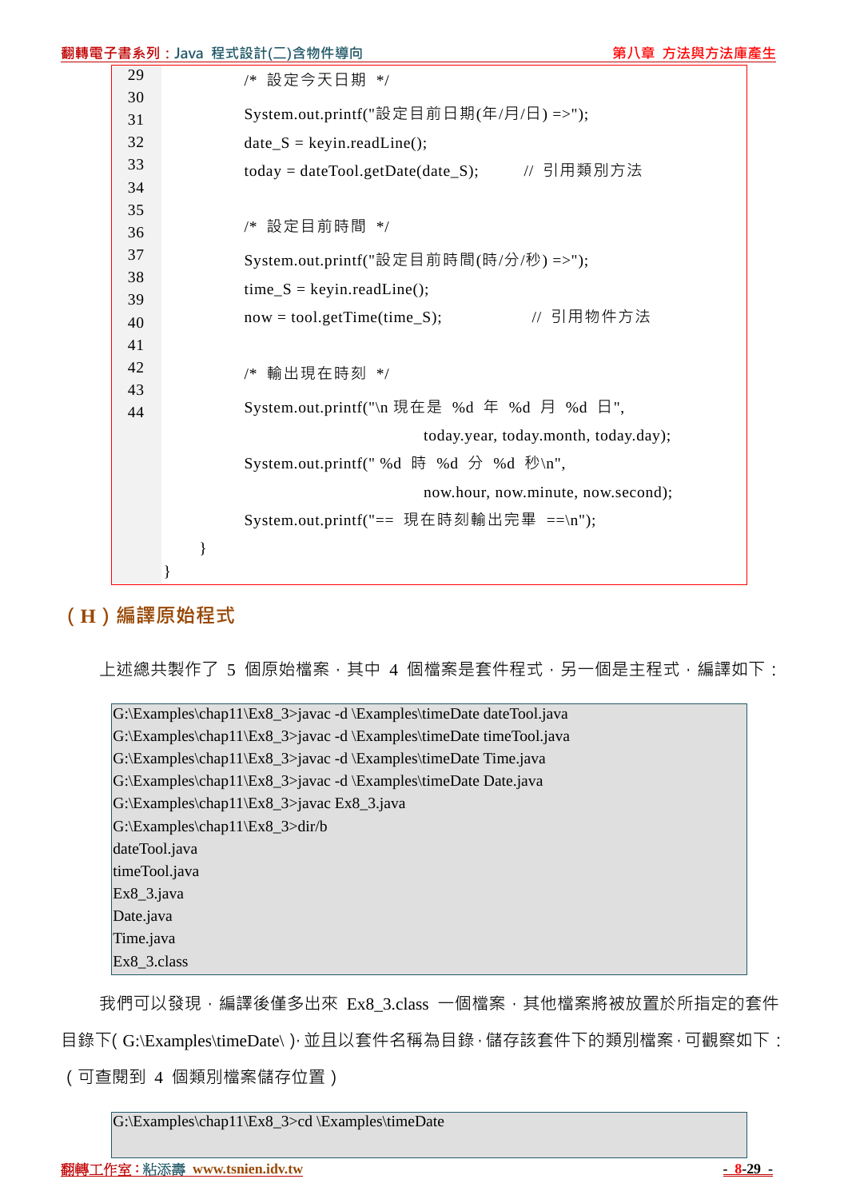```
29          /* 設定今天日期 */
30          System.out.printf("設定目前日期(年/月/日) =>");
31          date_S = keyin.readLine();
32          today = dateTool.getDate(date_S);       // 引用類別方法
33
34          /* 設定目前時間 */
35          System.out.printf("設定目前時間(時/分/秒) =>");
36          time_S = keyin.readLine();
37          now = tool.getTime(time_S);             // 引用物件方法
38
39          /* 輸出現在時刻 */
40          System.out.printf("\n 現在是 %d 年 %d 月 %d 日",
                        today.year, today.month, today.day);
41          System.out.printf(" %d 時 %d 分 %d 秒\n",
                        now.hour, now.minute, now.second);
42          System.out.printf("== 現在時刻輸出完畢 ==\n");
43      }
44  }
```

## （H）編譯原始程式

上述總共製作了 5 個原始檔案，其中 4 個檔案是套件程式，另一個是主程式，編譯如下：

```
G:\Examples\chap11\Ex8_3>javac -d \Examples\timeDate dateTool.java
G:\Examples\chap11\Ex8_3>javac -d \Examples\timeDate timeTool.java
G:\Examples\chap11\Ex8_3>javac -d \Examples\timeDate Time.java
G:\Examples\chap11\Ex8_3>javac -d \Examples\timeDate Date.java
G:\Examples\chap11\Ex8_3>javac Ex8_3.java
G:\Examples\chap11\Ex8_3>dir/b
dateTool.java
timeTool.java
Ex8_3.java
Date.java
Time.java
Ex8_3.class
```

我們可以發現，編譯後僅多出來 Ex8_3.class 一個檔案，其他檔案將被放置於所指定的套件目錄下( G:\Examples\timeDate\ )，並且以套件名稱為目錄，儲存該套件下的類別檔案，可觀察如下：（可查閱到 4 個類別檔案儲存位置）

```
G:\Examples\chap11\Ex8_3>cd \Examples\timeDate
```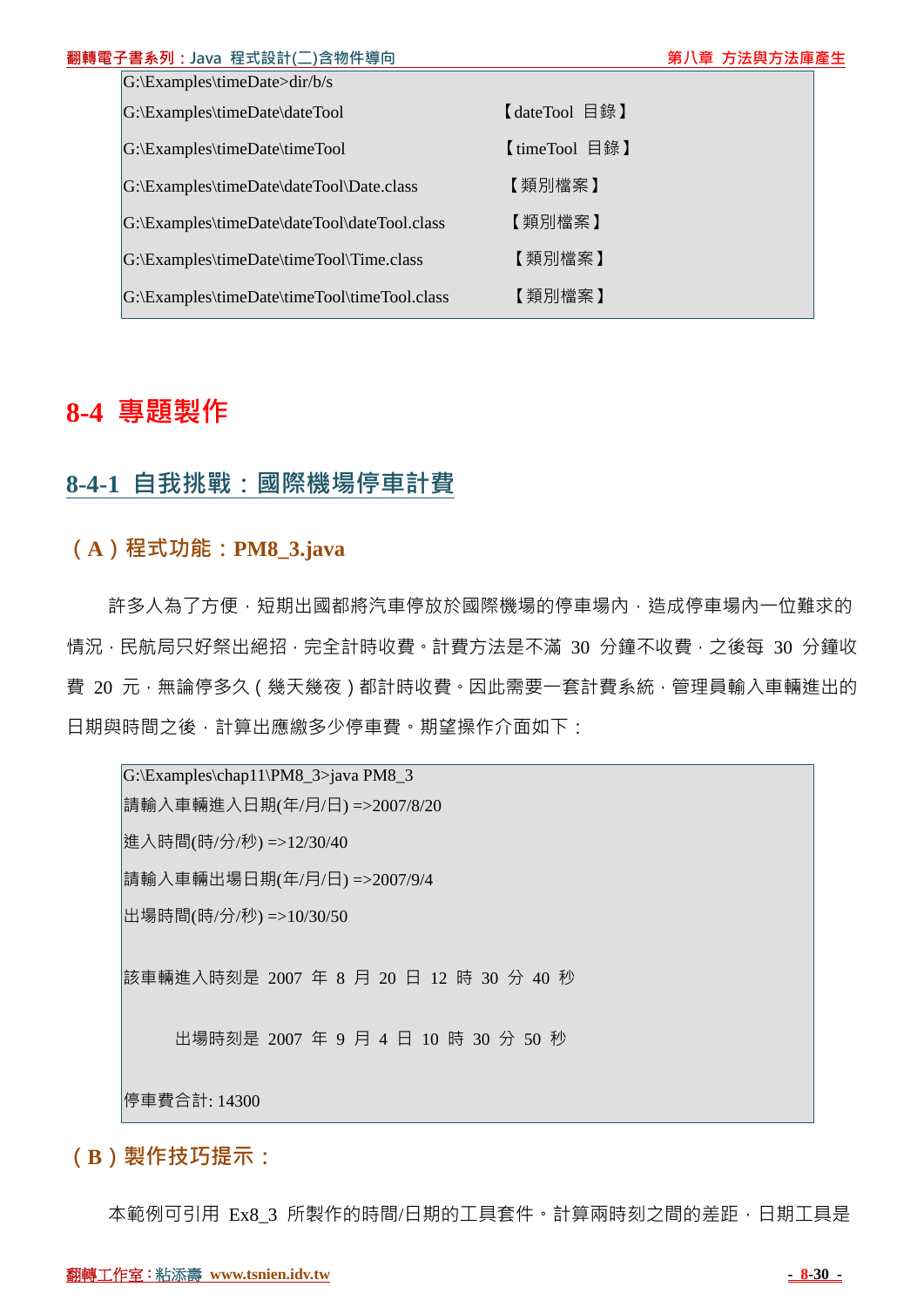```
G:\Examples\timeDate>dir/b/s
G:\Examples\timeDate\dateTool                          【dateTool 目錄】
G:\Examples\timeDate\timeTool                          【timeTool 目錄】
G:\Examples\timeDate\dateTool\Date.class               【類別檔案】
G:\Examples\timeDate\dateTool\dateTool.class           【類別檔案】
G:\Examples\timeDate\timeTool\Time.class               【類別檔案】
G:\Examples\timeDate\timeTool\timeTool.class           【類別檔案】
```

# 8-4 專題製作

## 8-4-1 自我挑戰：國際機場停車計費

### （A）程式功能：PM8_3.java

許多人為了方便，短期出國都將汽車停放於國際機場的停車場內，造成停車場內一位難求的情況，民航局只好祭出絕招，完全計時收費。計費方法是不滿 30 分鐘不收費，之後每 30 分鐘收費 20 元，無論停多久（幾天幾夜）都計時收費。因此需要一套計費系統，管理員輸入車輛進出的日期與時間之後，計算出應繳多少停車費。期望操作介面如下：

```
G:\Examples\chap11\PM8_3>java PM8_3
請輸入車輛進入日期(年/月/日) =>2007/8/20
進入時間(時/分/秒) =>12/30/40
請輸入車輛出場日期(年/月/日) =>2007/9/4
出場時間(時/分/秒) =>10/30/50

該車輛進入時刻是 2007 年 8 月 20 日 12 時 30 分 40 秒

        出場時刻是 2007 年 9 月 4 日 10 時 30 分 50 秒

停車費合計: 14300
```

### （B）製作技巧提示：

本範例可引用 Ex8_3 所製作的時間/日期的工具套件。計算兩時刻之間的差距，日期工具是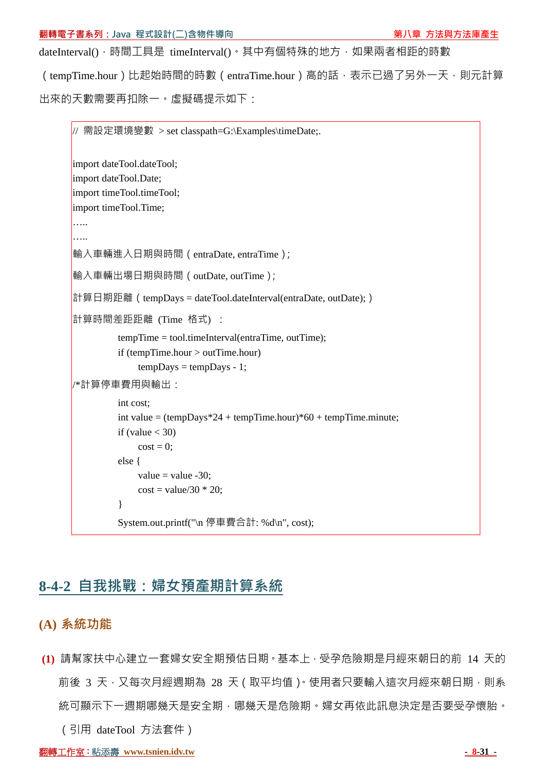dateInterval()，時間工具是 timeInterval()。其中有個特殊的地方，如果兩者相距的時數（tempTime.hour）比起始時間的時數（entraTime.hour）高的話，表示已過了另外一天，則元計算出來的天數需要再扣除一。虛擬碼提示如下：

```
// 需設定環境變數 > set classpath=G:\Examples\timeDate;.

import dateTool.dateTool;
import dateTool.Date;
import timeTool.timeTool;
import timeTool.Time;
…..
…..
輸入車輛進入日期與時間（entraDate, entraTime）;
輸入車輛出場日期與時間（outDate, outTime）;
計算日期距離（tempDays = dateTool.dateInterval(entraDate, outDate);）
計算時間差距距離 (Time 格式) ：
        tempTime = tool.timeInterval(entraTime, outTime);
        if (tempTime.hour > outTime.hour)
             tempDays = tempDays - 1;
/*計算停車費用與輸出：
        int cost;
        int value = (tempDays*24 + tempTime.hour)*60 + tempTime.minute;
        if (value < 30)
             cost = 0;
        else {
             value = value -30;
             cost = value/30 * 20;
        }
        System.out.printf("\n 停車費合計: %d\n", cost);
```

## 8-4-2 自我挑戰：婦女預產期計算系統

### (A) 系統功能

**(1)** 請幫家扶中心建立一套婦女安全期預估日期。基本上，受孕危險期是月經來朝日的前 14 天的前後 3 天，又每次月經週期為 28 天（取平均值）。使用者只要輸入這次月經來朝日期，則系統可顯示下一週期哪幾天是安全期，哪幾天是危險期。婦女再依此訊息決定是否要受孕懷胎。（引用 dateTool 方法套件）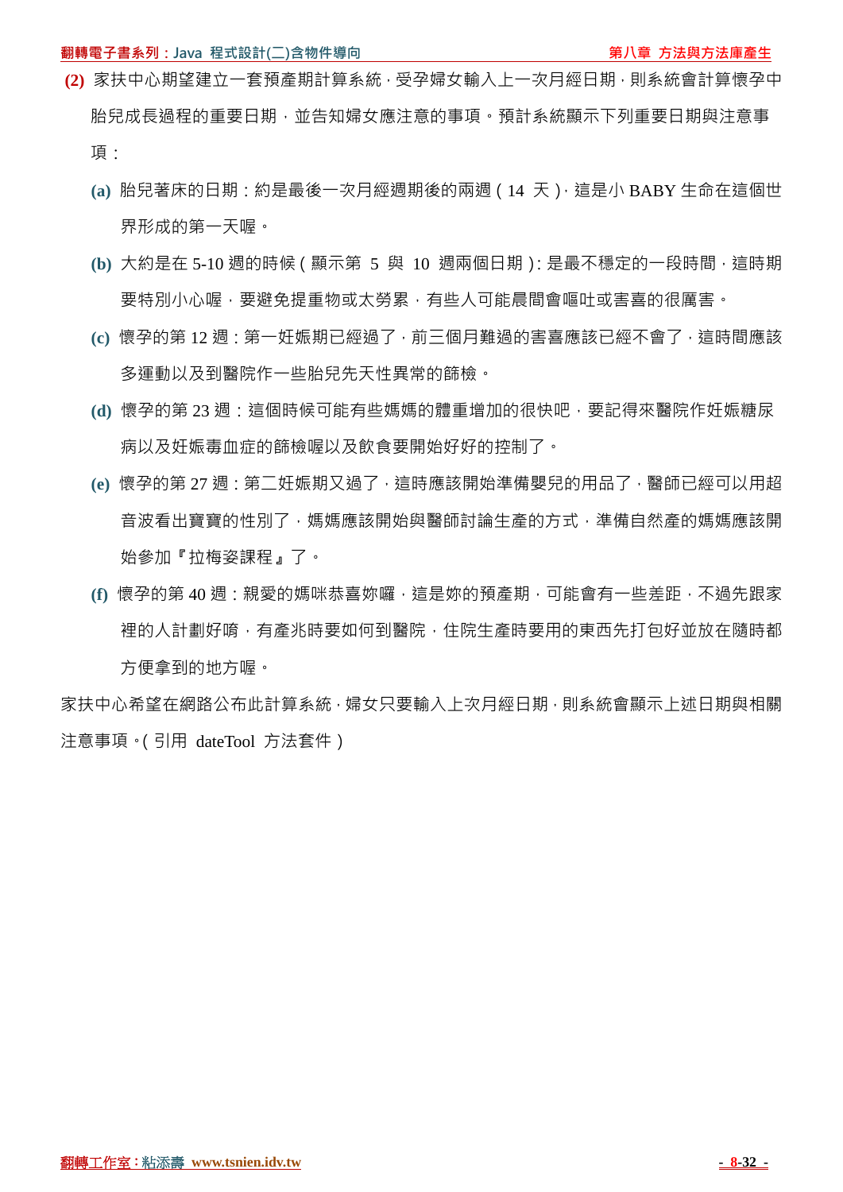**(2)** 家扶中心期望建立一套預產期計算系統，受孕婦女輸入上一次月經日期，則系統會計算懷孕中胎兒成長過程的重要日期，並告知婦女應注意的事項。預計系統顯示下列重要日期與注意事項：

**(a)** 胎兒著床的日期：約是最後一次月經週期後的兩週（14 天），這是小 BABY 生命在這個世界形成的第一天喔。

**(b)** 大約是在 5-10 週的時候（顯示第 5 與 10 週兩個日期）：是最不穩定的一段時間，這時期要特別小心喔，要避免提重物或太勞累，有些人可能晨間會嘔吐或害喜的很厲害。

**(c)** 懷孕的第 12 週：第一妊娠期已經過了，前三個月難過的害喜應該已經不會了，這時間應該多運動以及到醫院作一些胎兒先天性異常的篩檢。

**(d)** 懷孕的第 23 週：這個時候可能有些媽媽的體重增加的很快吧，要記得來醫院作妊娠糖尿病以及妊娠毒血症的篩檢喔以及飲食要開始好好的控制了。

**(e)** 懷孕的第 27 週：第二妊娠期又過了，這時應該開始準備嬰兒的用品了，醫師已經可以用超音波看出寶寶的性別了，媽媽應該開始與醫師討論生產的方式，準備自然產的媽媽應該開始參加『拉梅姿課程』了。

**(f)** 懷孕的第 40 週：親愛的媽咪恭喜妳囉，這是妳的預產期，可能會有一些差距，不過先跟家裡的人計劃好唷，有產兆時要如何到醫院，住院生產時要用的東西先打包好並放在隨時都方便拿到的地方喔。

家扶中心希望在網路公布此計算系統，婦女只要輸入上次月經日期，則系統會顯示上述日期與相關注意事項。（引用 dateTool 方法套件）